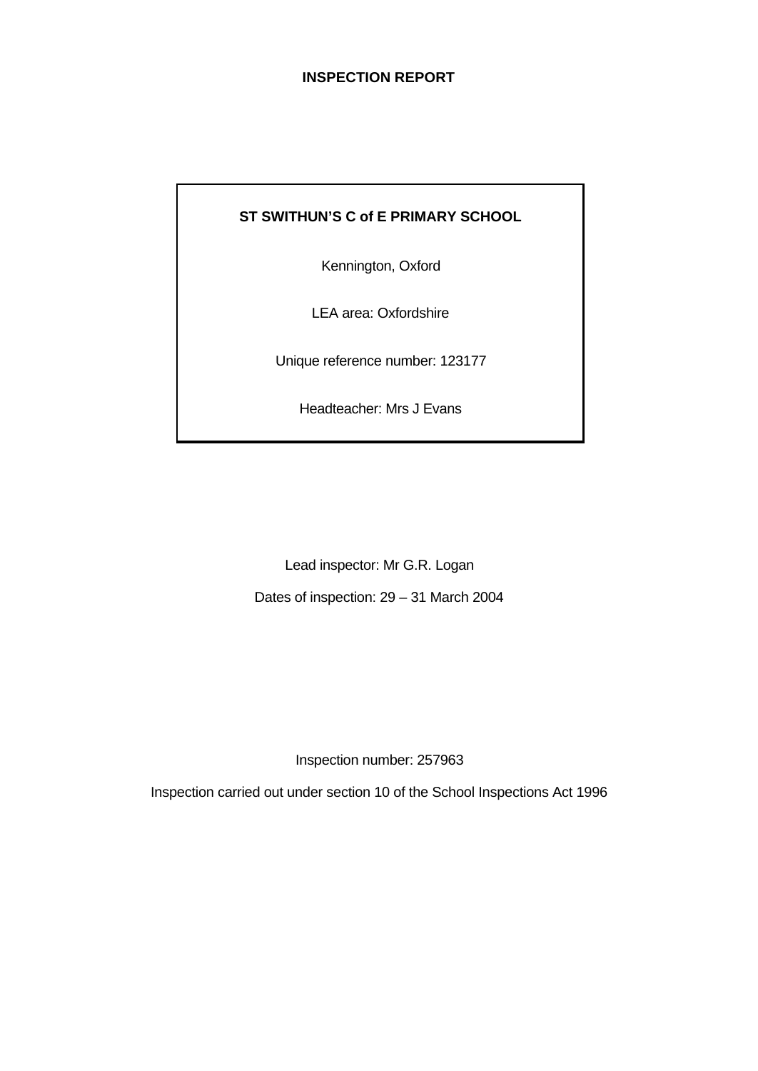# INSPECTION REPORT

**ST SWITHUN'S C of E PRIMARY SCHOOL**

Kennington, Oxford

LEA area: Oxfordshire

Unique reference number: 123177

Headteacher: Mrs J Evans

Lead inspector: Mr G.R. Logan

Dates of inspection: 29 – 31 March 2004

Inspection number: 257963

Inspection carried out under section 10 of the School Inspections Act 1996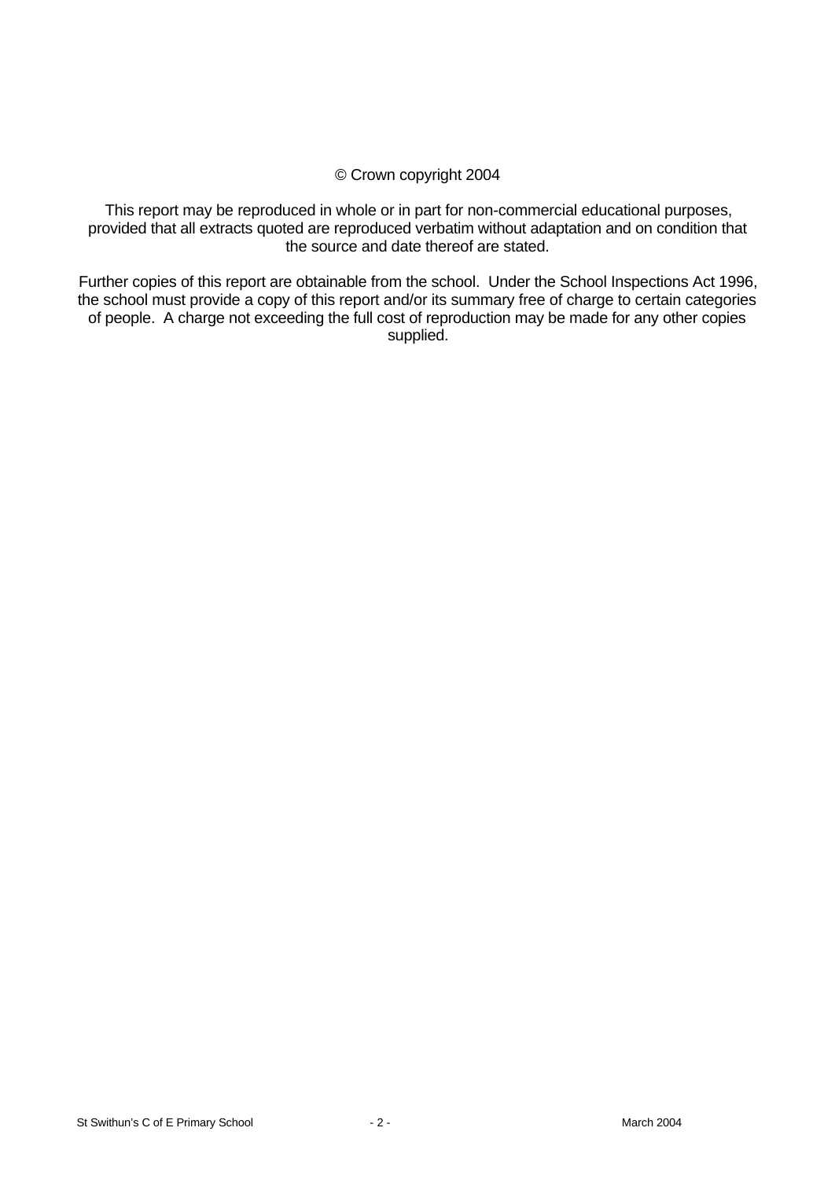© Crown copyright 2004

This report may be reproduced in whole or in part for non-commercial educational purposes, provided that all extracts quoted are reproduced verbatim without adaptation and on condition that the source and date thereof are stated.

Further copies of this report are obtainable from the school. Under the School Inspections Act 1996, the school must provide a copy of this report and/or its summary free of charge to certain categories of people. A charge not exceeding the full cost of reproduction may be made for any other copies supplied.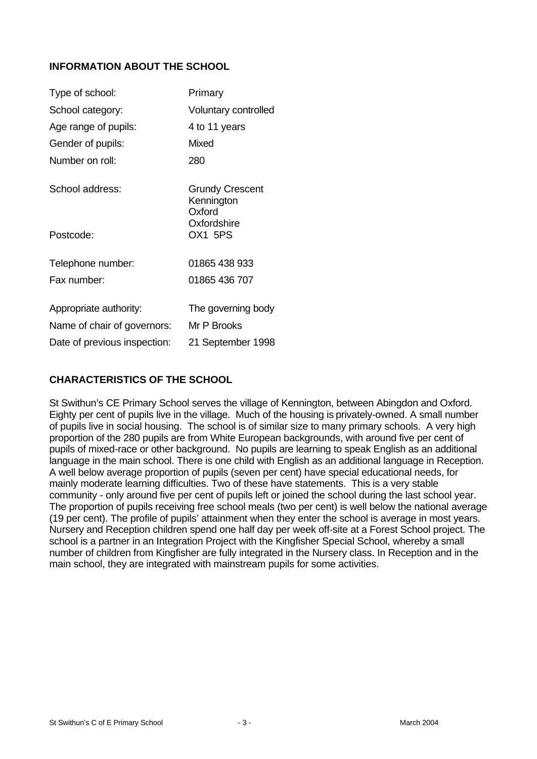## INFORMATION ABOUT THE SCHOOL

| | |
|---|---|
| Type of school: | Primary |
| School category: | Voluntary controlled |
| Age range of pupils: | 4 to 11 years |
| Gender of pupils: | Mixed |
| Number on roll: | 280 |
| School address: | Grundy Crescent<br>Kennington<br>Oxford<br>Oxfordshire |
| Postcode: | OX1 5PS |
| Telephone number: | 01865 438 933 |
| Fax number: | 01865 436 707 |
| Appropriate authority: | The governing body |
| Name of chair of governors: | Mr P Brooks |
| Date of previous inspection: | 21 September 1998 |

## CHARACTERISTICS OF THE SCHOOL

St Swithun's CE Primary School serves the village of Kennington, between Abingdon and Oxford. Eighty per cent of pupils live in the village. Much of the housing is privately-owned. A small number of pupils live in social housing. The school is of similar size to many primary schools. A very high proportion of the 280 pupils are from White European backgrounds, with around five per cent of pupils of mixed-race or other background. No pupils are learning to speak English as an additional language in the main school. There is one child with English as an additional language in Reception. A well below average proportion of pupils (seven per cent) have special educational needs, for mainly moderate learning difficulties. Two of these have statements. This is a very stable community - only around five per cent of pupils left or joined the school during the last school year. The proportion of pupils receiving free school meals (two per cent) is well below the national average (19 per cent). The profile of pupils' attainment when they enter the school is average in most years. Nursery and Reception children spend one half day per week off-site at a Forest School project. The school is a partner in an Integration Project with the Kingfisher Special School, whereby a small number of children from Kingfisher are fully integrated in the Nursery class. In Reception and in the main school, they are integrated with mainstream pupils for some activities.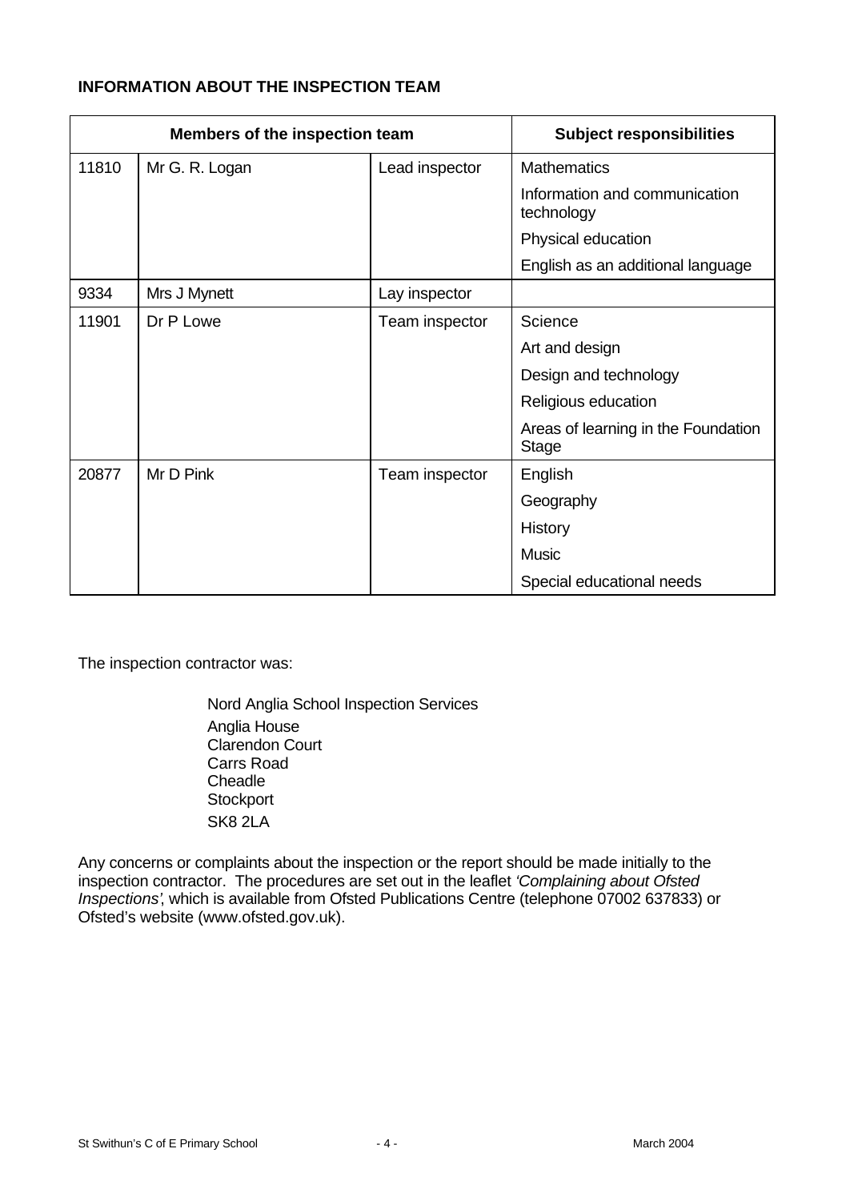**INFORMATION ABOUT THE INSPECTION TEAM**

| Members of the inspection team | | | Subject responsibilities |
|---|---|---|---|
| 11810 | Mr G. R. Logan | Lead inspector | Mathematics |
| | | | Information and communication technology |
| | | | Physical education |
| | | | English as an additional language |
| 9334 | Mrs J Mynett | Lay inspector | |
| 11901 | Dr P Lowe | Team inspector | Science |
| | | | Art and design |
| | | | Design and technology |
| | | | Religious education |
| | | | Areas of learning in the Foundation Stage |
| 20877 | Mr D Pink | Team inspector | English |
| | | | Geography |
| | | | History |
| | | | Music |
| | | | Special educational needs |

The inspection contractor was:

Nord Anglia School Inspection Services
Anglia House
Clarendon Court
Carrs Road
Cheadle
Stockport
SK8 2LA

Any concerns or complaints about the inspection or the report should be made initially to the inspection contractor. The procedures are set out in the leaflet *'Complaining about Ofsted Inspections'*, which is available from Ofsted Publications Centre (telephone 07002 637833) or Ofsted's website (www.ofsted.gov.uk).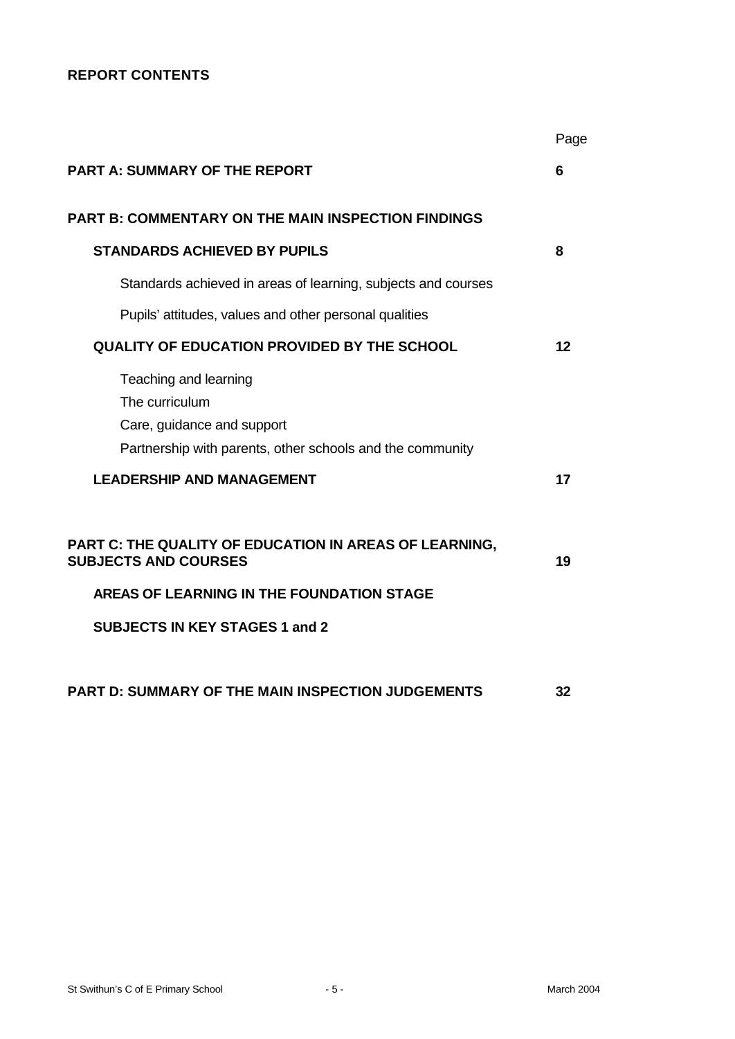**REPORT CONTENTS**

| | Page |
|---|---|
| **PART A: SUMMARY OF THE REPORT** | **6** |
| **PART B: COMMENTARY ON THE MAIN INSPECTION FINDINGS** | |
| **STANDARDS ACHIEVED BY PUPILS** | **8** |
| Standards achieved in areas of learning, subjects and courses | |
| Pupils' attitudes, values and other personal qualities | |
| **QUALITY OF EDUCATION PROVIDED BY THE SCHOOL** | **12** |
| Teaching and learning<br>The curriculum<br>Care, guidance and support<br>Partnership with parents, other schools and the community | |
| **LEADERSHIP AND MANAGEMENT** | **17** |
| **PART C: THE QUALITY OF EDUCATION IN AREAS OF LEARNING, SUBJECTS AND COURSES** | **19** |
| **AREAS OF LEARNING IN THE FOUNDATION STAGE** | |
| **SUBJECTS IN KEY STAGES 1 and 2** | |
| **PART D: SUMMARY OF THE MAIN INSPECTION JUDGEMENTS** | **32** |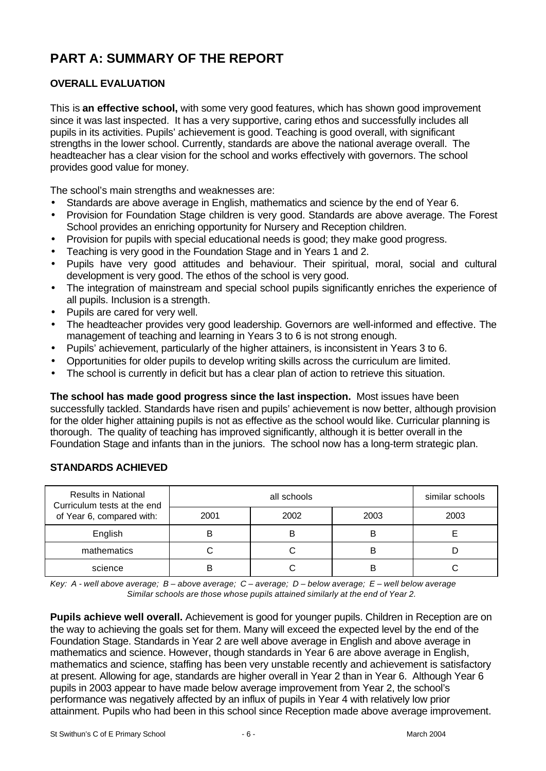# PART A: SUMMARY OF THE REPORT

## OVERALL EVALUATION

This is **an effective school,** with some very good features, which has shown good improvement since it was last inspected. It has a very supportive, caring ethos and successfully includes all pupils in its activities. Pupils' achievement is good. Teaching is good overall, with significant strengths in the lower school. Currently, standards are above the national average overall. The headteacher has a clear vision for the school and works effectively with governors. The school provides good value for money.

The school's main strengths and weaknesses are:

- Standards are above average in English, mathematics and science by the end of Year 6.
- Provision for Foundation Stage children is very good. Standards are above average. The Forest School provides an enriching opportunity for Nursery and Reception children.
- Provision for pupils with special educational needs is good; they make good progress.
- Teaching is very good in the Foundation Stage and in Years 1 and 2.
- Pupils have very good attitudes and behaviour. Their spiritual, moral, social and cultural development is very good. The ethos of the school is very good.
- The integration of mainstream and special school pupils significantly enriches the experience of all pupils. Inclusion is a strength.
- Pupils are cared for very well.
- The headteacher provides very good leadership. Governors are well-informed and effective. The management of teaching and learning in Years 3 to 6 is not strong enough.
- Pupils' achievement, particularly of the higher attainers, is inconsistent in Years 3 to 6.
- Opportunities for older pupils to develop writing skills across the curriculum are limited.
- The school is currently in deficit but has a clear plan of action to retrieve this situation.

**The school has made good progress since the last inspection.** Most issues have been successfully tackled. Standards have risen and pupils' achievement is now better, although provision for the older higher attaining pupils is not as effective as the school would like. Curricular planning is thorough. The quality of teaching has improved significantly, although it is better overall in the Foundation Stage and infants than in the juniors. The school now has a long-term strategic plan.

## STANDARDS ACHIEVED

| Results in National Curriculum tests at the end of Year 6, compared with: | all schools | | | similar schools |
|---|---|---|---|---|
| | 2001 | 2002 | 2003 | 2003 |
| English | B | B | B | E |
| mathematics | C | C | B | D |
| science | B | C | B | C |

*Key: A - well above average; B – above average; C – average; D – below average; E – well below average*
*Similar schools are those whose pupils attained similarly at the end of Year 2.*

**Pupils achieve well overall.** Achievement is good for younger pupils. Children in Reception are on the way to achieving the goals set for them. Many will exceed the expected level by the end of the Foundation Stage. Standards in Year 2 are well above average in English and above average in mathematics and science. However, though standards in Year 6 are above average in English, mathematics and science, staffing has been very unstable recently and achievement is satisfactory at present. Allowing for age, standards are higher overall in Year 2 than in Year 6. Although Year 6 pupils in 2003 appear to have made below average improvement from Year 2, the school's performance was negatively affected by an influx of pupils in Year 4 with relatively low prior attainment. Pupils who had been in this school since Reception made above average improvement.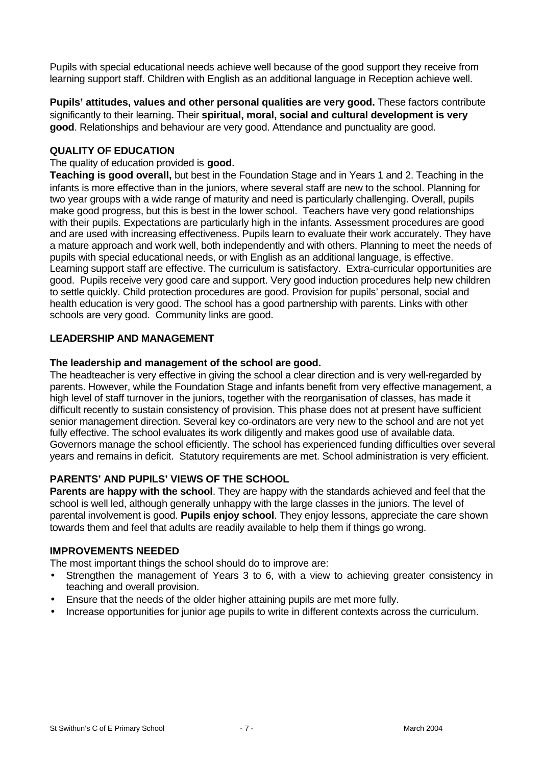Pupils with special educational needs achieve well because of the good support they receive from learning support staff. Children with English as an additional language in Reception achieve well.

**Pupils' attitudes, values and other personal qualities are very good.** These factors contribute significantly to their learning**.** Their **spiritual, moral, social and cultural development is very good**. Relationships and behaviour are very good. Attendance and punctuality are good.

## QUALITY OF EDUCATION

The quality of education provided is **good.**

**Teaching is good overall,** but best in the Foundation Stage and in Years 1 and 2. Teaching in the infants is more effective than in the juniors, where several staff are new to the school. Planning for two year groups with a wide range of maturity and need is particularly challenging. Overall, pupils make good progress, but this is best in the lower school. Teachers have very good relationships with their pupils. Expectations are particularly high in the infants. Assessment procedures are good and are used with increasing effectiveness. Pupils learn to evaluate their work accurately. They have a mature approach and work well, both independently and with others. Planning to meet the needs of pupils with special educational needs, or with English as an additional language, is effective. Learning support staff are effective. The curriculum is satisfactory. Extra-curricular opportunities are good. Pupils receive very good care and support. Very good induction procedures help new children to settle quickly. Child protection procedures are good. Provision for pupils' personal, social and health education is very good. The school has a good partnership with parents. Links with other schools are very good. Community links are good.

## LEADERSHIP AND MANAGEMENT

**The leadership and management of the school are good.**

The headteacher is very effective in giving the school a clear direction and is very well-regarded by parents. However, while the Foundation Stage and infants benefit from very effective management, a high level of staff turnover in the juniors, together with the reorganisation of classes, has made it difficult recently to sustain consistency of provision. This phase does not at present have sufficient senior management direction. Several key co-ordinators are very new to the school and are not yet fully effective. The school evaluates its work diligently and makes good use of available data. Governors manage the school efficiently. The school has experienced funding difficulties over several years and remains in deficit. Statutory requirements are met. School administration is very efficient.

## PARENTS' AND PUPILS' VIEWS OF THE SCHOOL

**Parents are happy with the school**. They are happy with the standards achieved and feel that the school is well led, although generally unhappy with the large classes in the juniors. The level of parental involvement is good. **Pupils enjoy school**. They enjoy lessons, appreciate the care shown towards them and feel that adults are readily available to help them if things go wrong.

## IMPROVEMENTS NEEDED

The most important things the school should do to improve are:

- Strengthen the management of Years 3 to 6, with a view to achieving greater consistency in teaching and overall provision.
- Ensure that the needs of the older higher attaining pupils are met more fully.
- Increase opportunities for junior age pupils to write in different contexts across the curriculum.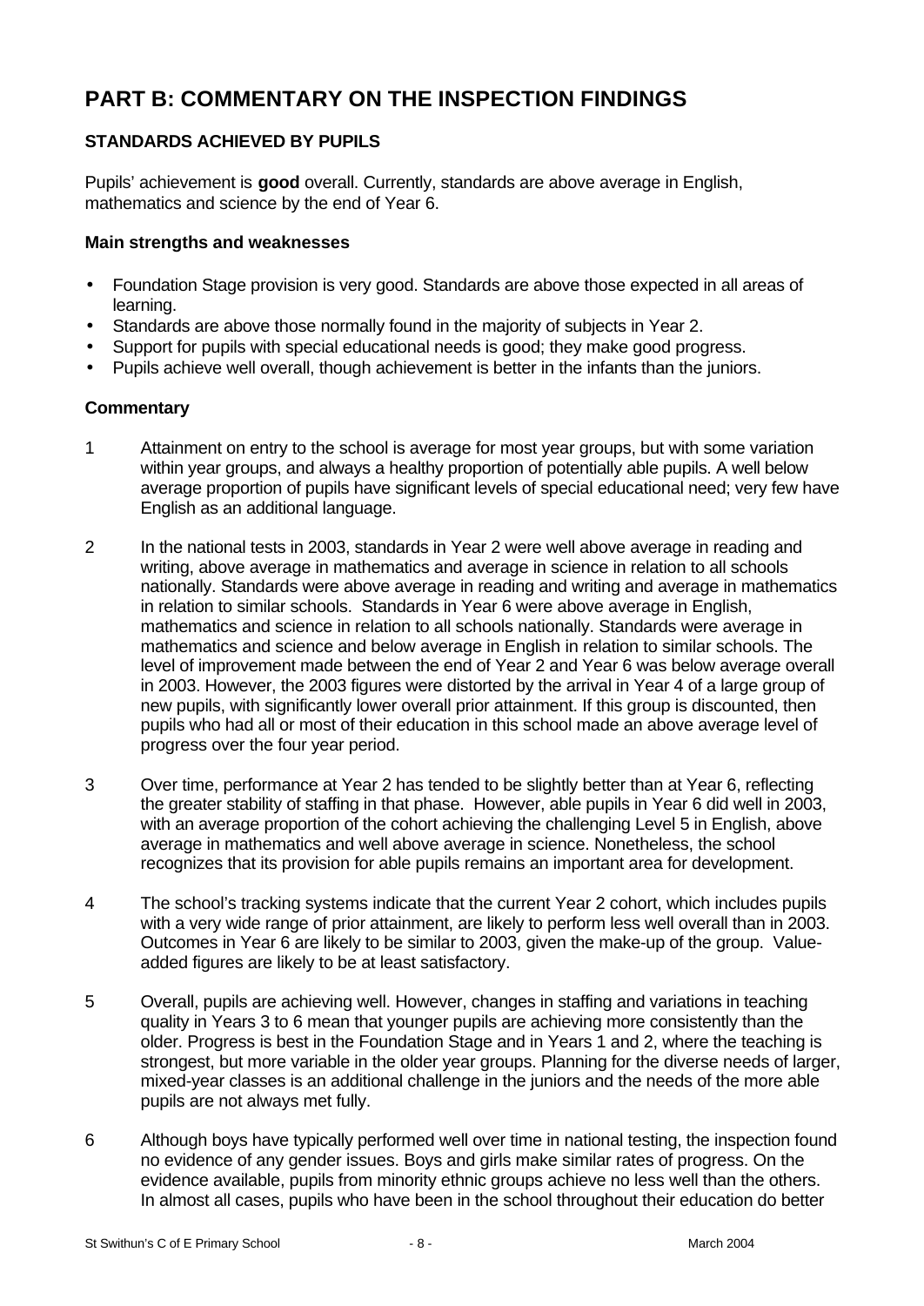# PART B: COMMENTARY ON THE INSPECTION FINDINGS

## STANDARDS ACHIEVED BY PUPILS

Pupils' achievement is **good** overall. Currently, standards are above average in English, mathematics and science by the end of Year 6.

### Main strengths and weaknesses

- Foundation Stage provision is very good. Standards are above those expected in all areas of learning.
- Standards are above those normally found in the majority of subjects in Year 2.
- Support for pupils with special educational needs is good; they make good progress.
- Pupils achieve well overall, though achievement is better in the infants than the juniors.

### Commentary

1 Attainment on entry to the school is average for most year groups, but with some variation within year groups, and always a healthy proportion of potentially able pupils. A well below average proportion of pupils have significant levels of special educational need; very few have English as an additional language.

2 In the national tests in 2003, standards in Year 2 were well above average in reading and writing, above average in mathematics and average in science in relation to all schools nationally. Standards were above average in reading and writing and average in mathematics in relation to similar schools. Standards in Year 6 were above average in English, mathematics and science in relation to all schools nationally. Standards were average in mathematics and science and below average in English in relation to similar schools. The level of improvement made between the end of Year 2 and Year 6 was below average overall in 2003. However, the 2003 figures were distorted by the arrival in Year 4 of a large group of new pupils, with significantly lower overall prior attainment. If this group is discounted, then pupils who had all or most of their education in this school made an above average level of progress over the four year period.

3 Over time, performance at Year 2 has tended to be slightly better than at Year 6, reflecting the greater stability of staffing in that phase. However, able pupils in Year 6 did well in 2003, with an average proportion of the cohort achieving the challenging Level 5 in English, above average in mathematics and well above average in science. Nonetheless, the school recognizes that its provision for able pupils remains an important area for development.

4 The school's tracking systems indicate that the current Year 2 cohort, which includes pupils with a very wide range of prior attainment, are likely to perform less well overall than in 2003. Outcomes in Year 6 are likely to be similar to 2003, given the make-up of the group. Value-added figures are likely to be at least satisfactory.

5 Overall, pupils are achieving well. However, changes in staffing and variations in teaching quality in Years 3 to 6 mean that younger pupils are achieving more consistently than the older. Progress is best in the Foundation Stage and in Years 1 and 2, where the teaching is strongest, but more variable in the older year groups. Planning for the diverse needs of larger, mixed-year classes is an additional challenge in the juniors and the needs of the more able pupils are not always met fully.

6 Although boys have typically performed well over time in national testing, the inspection found no evidence of any gender issues. Boys and girls make similar rates of progress. On the evidence available, pupils from minority ethnic groups achieve no less well than the others. In almost all cases, pupils who have been in the school throughout their education do better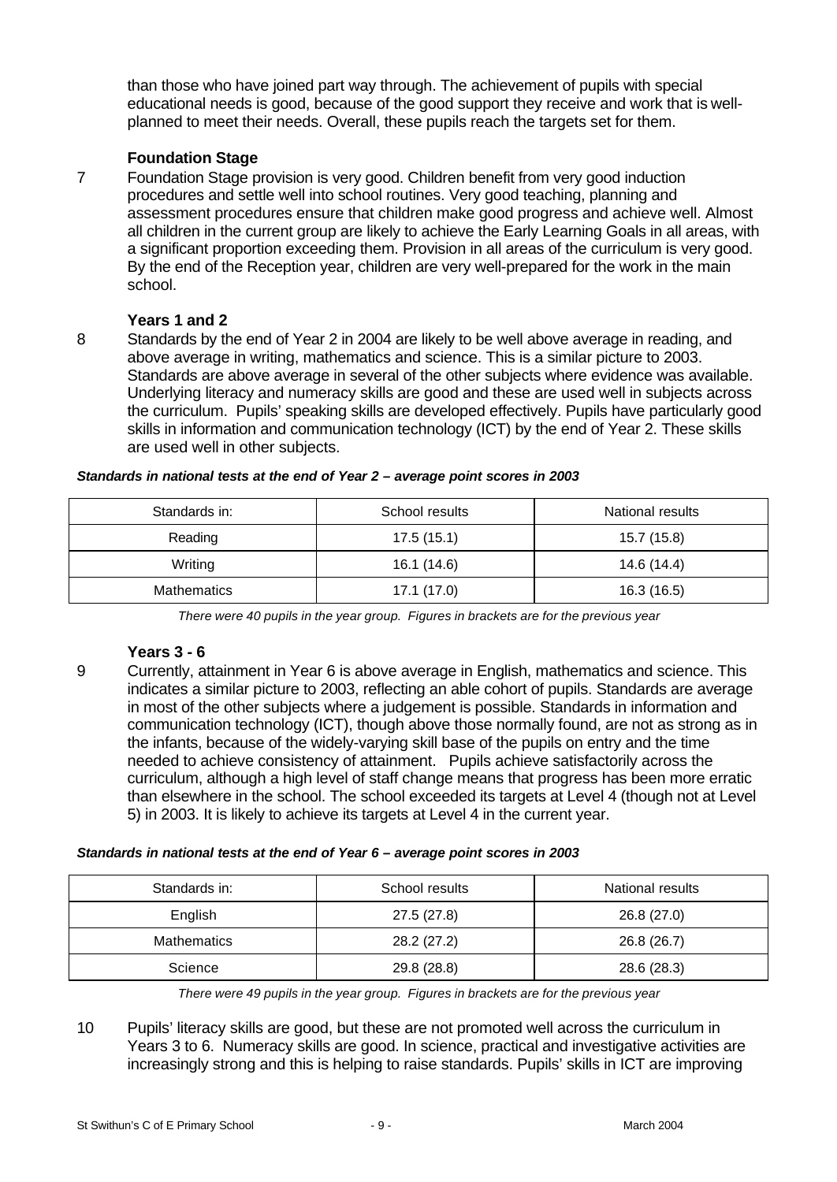than those who have joined part way through. The achievement of pupils with special educational needs is good, because of the good support they receive and work that is well-planned to meet their needs. Overall, these pupils reach the targets set for them.

### Foundation Stage

7 Foundation Stage provision is very good. Children benefit from very good induction procedures and settle well into school routines. Very good teaching, planning and assessment procedures ensure that children make good progress and achieve well. Almost all children in the current group are likely to achieve the Early Learning Goals in all areas, with a significant proportion exceeding them. Provision in all areas of the curriculum is very good. By the end of the Reception year, children are very well-prepared for the work in the main school.

### Years 1 and 2

8 Standards by the end of Year 2 in 2004 are likely to be well above average in reading, and above average in writing, mathematics and science. This is a similar picture to 2003. Standards are above average in several of the other subjects where evidence was available. Underlying literacy and numeracy skills are good and these are used well in subjects across the curriculum. Pupils' speaking skills are developed effectively. Pupils have particularly good skills in information and communication technology (ICT) by the end of Year 2. These skills are used well in other subjects.

***Standards in national tests at the end of Year 2 – average point scores in 2003***

| Standards in: | School results | National results |
|---|---|---|
| Reading | 17.5 (15.1) | 15.7 (15.8) |
| Writing | 16.1 (14.6) | 14.6 (14.4) |
| Mathematics | 17.1 (17.0) | 16.3 (16.5) |

*There were 40 pupils in the year group. Figures in brackets are for the previous year*

### Years 3 - 6

9 Currently, attainment in Year 6 is above average in English, mathematics and science. This indicates a similar picture to 2003, reflecting an able cohort of pupils. Standards are average in most of the other subjects where a judgement is possible. Standards in information and communication technology (ICT), though above those normally found, are not as strong as in the infants, because of the widely-varying skill base of the pupils on entry and the time needed to achieve consistency of attainment. Pupils achieve satisfactorily across the curriculum, although a high level of staff change means that progress has been more erratic than elsewhere in the school. The school exceeded its targets at Level 4 (though not at Level 5) in 2003. It is likely to achieve its targets at Level 4 in the current year.

***Standards in national tests at the end of Year 6 – average point scores in 2003***

| Standards in: | School results | National results |
|---|---|---|
| English | 27.5 (27.8) | 26.8 (27.0) |
| Mathematics | 28.2 (27.2) | 26.8 (26.7) |
| Science | 29.8 (28.8) | 28.6 (28.3) |

*There were 49 pupils in the year group. Figures in brackets are for the previous year*

10 Pupils' literacy skills are good, but these are not promoted well across the curriculum in Years 3 to 6. Numeracy skills are good. In science, practical and investigative activities are increasingly strong and this is helping to raise standards. Pupils' skills in ICT are improving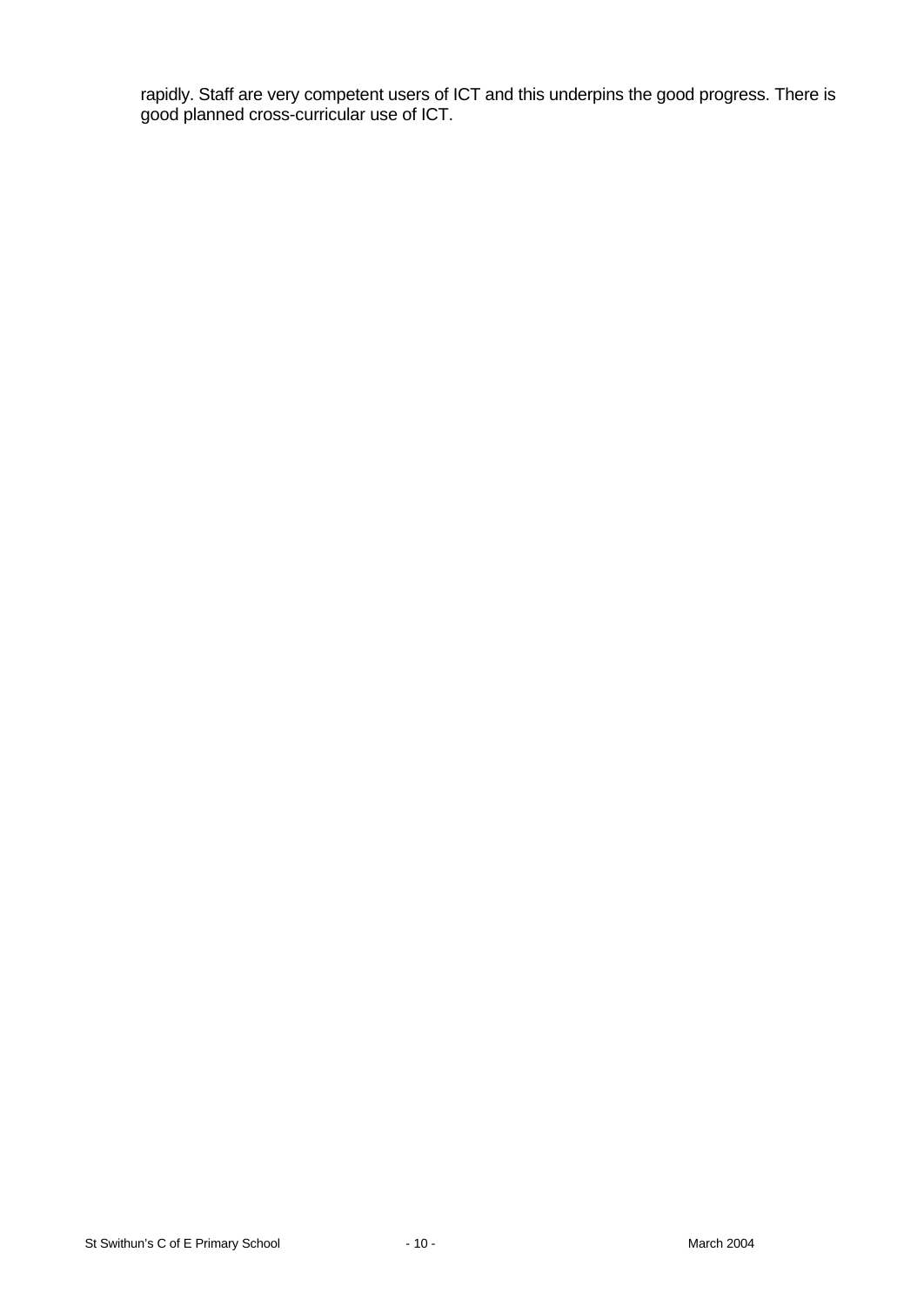rapidly. Staff are very competent users of ICT and this underpins the good progress. There is good planned cross-curricular use of ICT.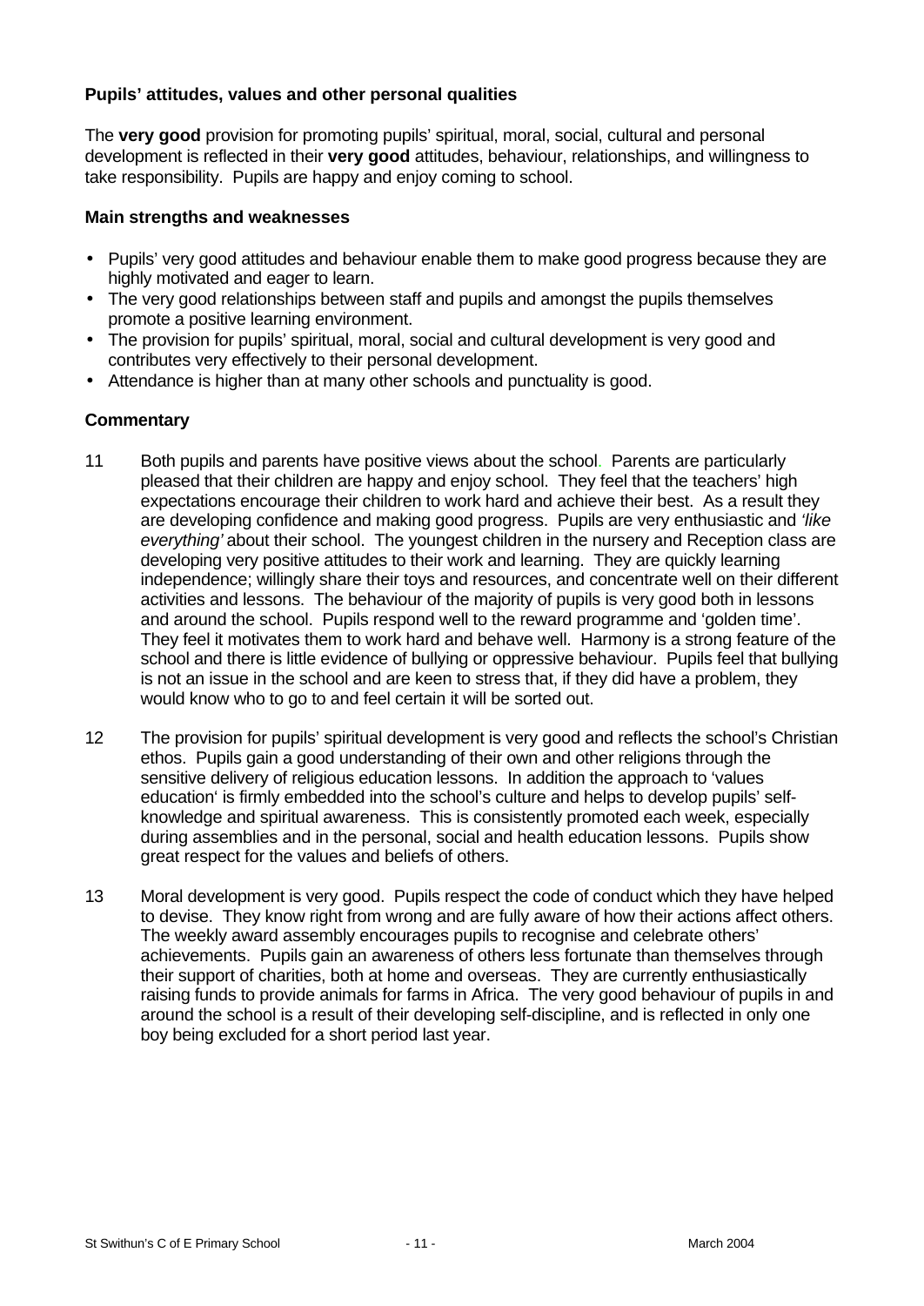### Pupils' attitudes, values and other personal qualities

The **very good** provision for promoting pupils' spiritual, moral, social, cultural and personal development is reflected in their **very good** attitudes, behaviour, relationships, and willingness to take responsibility. Pupils are happy and enjoy coming to school.

#### Main strengths and weaknesses

- Pupils' very good attitudes and behaviour enable them to make good progress because they are highly motivated and eager to learn.
- The very good relationships between staff and pupils and amongst the pupils themselves promote a positive learning environment.
- The provision for pupils' spiritual, moral, social and cultural development is very good and contributes very effectively to their personal development.
- Attendance is higher than at many other schools and punctuality is good.

#### Commentary

11 Both pupils and parents have positive views about the school. Parents are particularly pleased that their children are happy and enjoy school. They feel that the teachers' high expectations encourage their children to work hard and achieve their best. As a result they are developing confidence and making good progress. Pupils are very enthusiastic and *'like everything'* about their school. The youngest children in the nursery and Reception class are developing very positive attitudes to their work and learning. They are quickly learning independence; willingly share their toys and resources, and concentrate well on their different activities and lessons. The behaviour of the majority of pupils is very good both in lessons and around the school. Pupils respond well to the reward programme and 'golden time'. They feel it motivates them to work hard and behave well. Harmony is a strong feature of the school and there is little evidence of bullying or oppressive behaviour. Pupils feel that bullying is not an issue in the school and are keen to stress that, if they did have a problem, they would know who to go to and feel certain it will be sorted out.

12 The provision for pupils' spiritual development is very good and reflects the school's Christian ethos. Pupils gain a good understanding of their own and other religions through the sensitive delivery of religious education lessons. In addition the approach to 'values education' is firmly embedded into the school's culture and helps to develop pupils' self-knowledge and spiritual awareness. This is consistently promoted each week, especially during assemblies and in the personal, social and health education lessons. Pupils show great respect for the values and beliefs of others.

13 Moral development is very good. Pupils respect the code of conduct which they have helped to devise. They know right from wrong and are fully aware of how their actions affect others. The weekly award assembly encourages pupils to recognise and celebrate others' achievements. Pupils gain an awareness of others less fortunate than themselves through their support of charities, both at home and overseas. They are currently enthusiastically raising funds to provide animals for farms in Africa. The very good behaviour of pupils in and around the school is a result of their developing self-discipline, and is reflected in only one boy being excluded for a short period last year.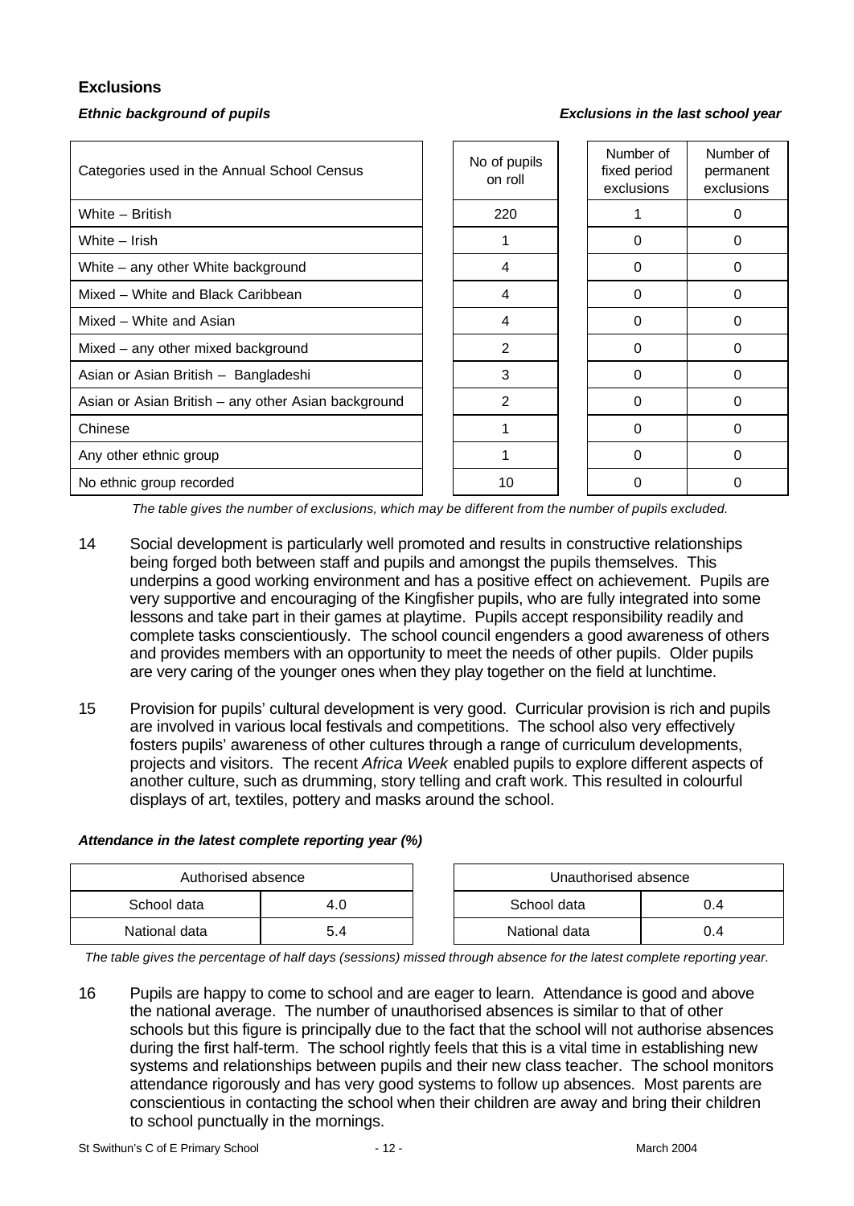### Exclusions

***Ethnic background of pupils*** ***Exclusions in the last school year***

| Categories used in the Annual School Census | No of pupils on roll | Number of fixed period exclusions | Number of permanent exclusions |
|---|---|---|---|
| White – British | 220 | 1 | 0 |
| White – Irish | 1 | 0 | 0 |
| White – any other White background | 4 | 0 | 0 |
| Mixed – White and Black Caribbean | 4 | 0 | 0 |
| Mixed – White and Asian | 4 | 0 | 0 |
| Mixed – any other mixed background | 2 | 0 | 0 |
| Asian or Asian British – Bangladeshi | 3 | 0 | 0 |
| Asian or Asian British – any other Asian background | 2 | 0 | 0 |
| Chinese | 1 | 0 | 0 |
| Any other ethnic group | 1 | 0 | 0 |
| No ethnic group recorded | 10 | 0 | 0 |

*The table gives the number of exclusions, which may be different from the number of pupils excluded.*

14 Social development is particularly well promoted and results in constructive relationships being forged both between staff and pupils and amongst the pupils themselves. This underpins a good working environment and has a positive effect on achievement. Pupils are very supportive and encouraging of the Kingfisher pupils, who are fully integrated into some lessons and take part in their games at playtime. Pupils accept responsibility readily and complete tasks conscientiously. The school council engenders a good awareness of others and provides members with an opportunity to meet the needs of other pupils. Older pupils are very caring of the younger ones when they play together on the field at lunchtime.

15 Provision for pupils' cultural development is very good. Curricular provision is rich and pupils are involved in various local festivals and competitions. The school also very effectively fosters pupils' awareness of other cultures through a range of curriculum developments, projects and visitors. The recent *Africa Week* enabled pupils to explore different aspects of another culture, such as drumming, story telling and craft work. This resulted in colourful displays of art, textiles, pottery and masks around the school.

***Attendance in the latest complete reporting year (%)***

| Authorised absence | |
|---|---|
| School data | 4.0 |
| National data | 5.4 |

| Unauthorised absence | |
|---|---|
| School data | 0.4 |
| National data | 0.4 |

*The table gives the percentage of half days (sessions) missed through absence for the latest complete reporting year.*

16 Pupils are happy to come to school and are eager to learn. Attendance is good and above the national average. The number of unauthorised absences is similar to that of other schools but this figure is principally due to the fact that the school will not authorise absences during the first half-term. The school rightly feels that this is a vital time in establishing new systems and relationships between pupils and their new class teacher. The school monitors attendance rigorously and has very good systems to follow up absences. Most parents are conscientious in contacting the school when their children are away and bring their children to school punctually in the mornings.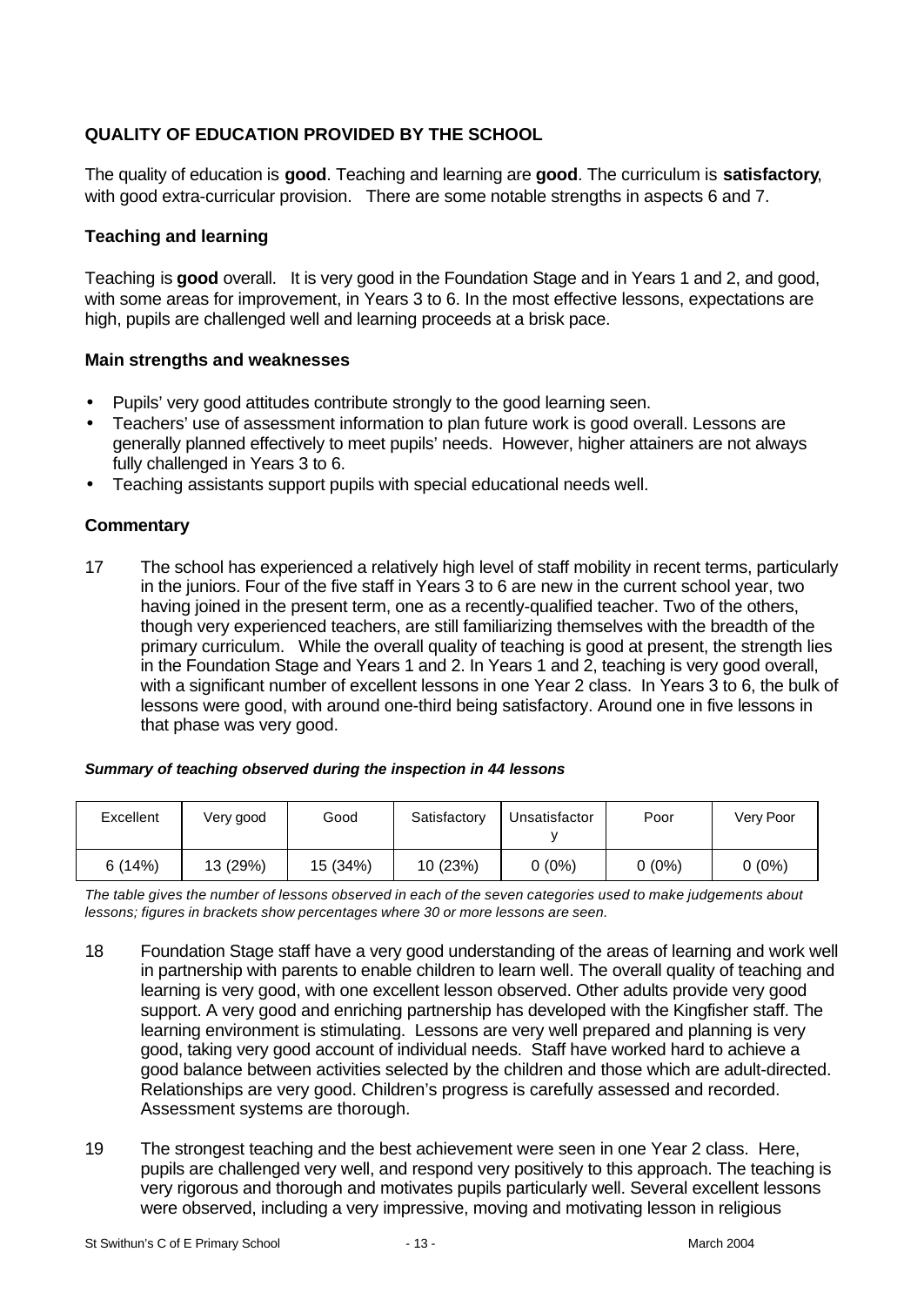## QUALITY OF EDUCATION PROVIDED BY THE SCHOOL

The quality of education is **good**. Teaching and learning are **good**. The curriculum is **satisfactory**, with good extra-curricular provision. There are some notable strengths in aspects 6 and 7.

### Teaching and learning

Teaching is **good** overall. It is very good in the Foundation Stage and in Years 1 and 2, and good, with some areas for improvement, in Years 3 to 6. In the most effective lessons, expectations are high, pupils are challenged well and learning proceeds at a brisk pace.

### Main strengths and weaknesses

- Pupils' very good attitudes contribute strongly to the good learning seen.
- Teachers' use of assessment information to plan future work is good overall. Lessons are generally planned effectively to meet pupils' needs. However, higher attainers are not always fully challenged in Years 3 to 6.
- Teaching assistants support pupils with special educational needs well.

### Commentary

17 The school has experienced a relatively high level of staff mobility in recent terms, particularly in the juniors. Four of the five staff in Years 3 to 6 are new in the current school year, two having joined in the present term, one as a recently-qualified teacher. Two of the others, though very experienced teachers, are still familiarizing themselves with the breadth of the primary curriculum. While the overall quality of teaching is good at present, the strength lies in the Foundation Stage and Years 1 and 2. In Years 1 and 2, teaching is very good overall, with a significant number of excellent lessons in one Year 2 class. In Years 3 to 6, the bulk of lessons were good, with around one-third being satisfactory. Around one in five lessons in that phase was very good.

***Summary of teaching observed during the inspection in 44 lessons***

| Excellent | Very good | Good | Satisfactory | Unsatisfactory | Poor | Very Poor |
|---|---|---|---|---|---|---|
| 6 (14%) | 13 (29%) | 15 (34%) | 10 (23%) | 0 (0%) | 0 (0%) | 0 (0%) |

*The table gives the number of lessons observed in each of the seven categories used to make judgements about lessons; figures in brackets show percentages where 30 or more lessons are seen.*

18 Foundation Stage staff have a very good understanding of the areas of learning and work well in partnership with parents to enable children to learn well. The overall quality of teaching and learning is very good, with one excellent lesson observed. Other adults provide very good support. A very good and enriching partnership has developed with the Kingfisher staff. The learning environment is stimulating. Lessons are very well prepared and planning is very good, taking very good account of individual needs. Staff have worked hard to achieve a good balance between activities selected by the children and those which are adult-directed. Relationships are very good. Children's progress is carefully assessed and recorded. Assessment systems are thorough.

19 The strongest teaching and the best achievement were seen in one Year 2 class. Here, pupils are challenged very well, and respond very positively to this approach. The teaching is very rigorous and thorough and motivates pupils particularly well. Several excellent lessons were observed, including a very impressive, moving and motivating lesson in religious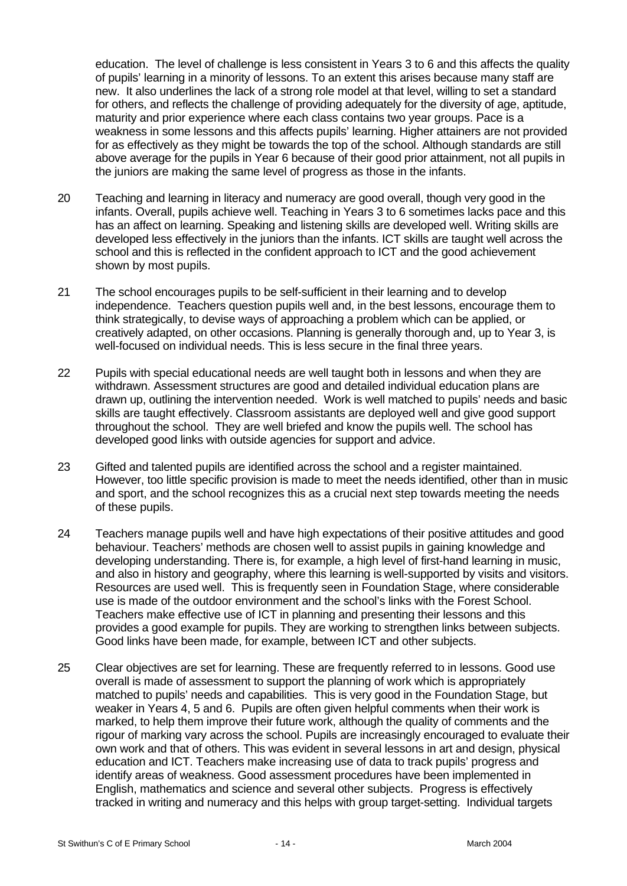education. The level of challenge is less consistent in Years 3 to 6 and this affects the quality of pupils' learning in a minority of lessons. To an extent this arises because many staff are new. It also underlines the lack of a strong role model at that level, willing to set a standard for others, and reflects the challenge of providing adequately for the diversity of age, aptitude, maturity and prior experience where each class contains two year groups. Pace is a weakness in some lessons and this affects pupils' learning. Higher attainers are not provided for as effectively as they might be towards the top of the school. Although standards are still above average for the pupils in Year 6 because of their good prior attainment, not all pupils in the juniors are making the same level of progress as those in the infants.

20 Teaching and learning in literacy and numeracy are good overall, though very good in the infants. Overall, pupils achieve well. Teaching in Years 3 to 6 sometimes lacks pace and this has an affect on learning. Speaking and listening skills are developed well. Writing skills are developed less effectively in the juniors than the infants. ICT skills are taught well across the school and this is reflected in the confident approach to ICT and the good achievement shown by most pupils.

21 The school encourages pupils to be self-sufficient in their learning and to develop independence. Teachers question pupils well and, in the best lessons, encourage them to think strategically, to devise ways of approaching a problem which can be applied, or creatively adapted, on other occasions. Planning is generally thorough and, up to Year 3, is well-focused on individual needs. This is less secure in the final three years.

22 Pupils with special educational needs are well taught both in lessons and when they are withdrawn. Assessment structures are good and detailed individual education plans are drawn up, outlining the intervention needed. Work is well matched to pupils' needs and basic skills are taught effectively. Classroom assistants are deployed well and give good support throughout the school. They are well briefed and know the pupils well. The school has developed good links with outside agencies for support and advice.

23 Gifted and talented pupils are identified across the school and a register maintained. However, too little specific provision is made to meet the needs identified, other than in music and sport, and the school recognizes this as a crucial next step towards meeting the needs of these pupils.

24 Teachers manage pupils well and have high expectations of their positive attitudes and good behaviour. Teachers' methods are chosen well to assist pupils in gaining knowledge and developing understanding. There is, for example, a high level of first-hand learning in music, and also in history and geography, where this learning is well-supported by visits and visitors. Resources are used well. This is frequently seen in Foundation Stage, where considerable use is made of the outdoor environment and the school's links with the Forest School. Teachers make effective use of ICT in planning and presenting their lessons and this provides a good example for pupils. They are working to strengthen links between subjects. Good links have been made, for example, between ICT and other subjects.

25 Clear objectives are set for learning. These are frequently referred to in lessons. Good use overall is made of assessment to support the planning of work which is appropriately matched to pupils' needs and capabilities. This is very good in the Foundation Stage, but weaker in Years 4, 5 and 6. Pupils are often given helpful comments when their work is marked, to help them improve their future work, although the quality of comments and the rigour of marking vary across the school. Pupils are increasingly encouraged to evaluate their own work and that of others. This was evident in several lessons in art and design, physical education and ICT. Teachers make increasing use of data to track pupils' progress and identify areas of weakness. Good assessment procedures have been implemented in English, mathematics and science and several other subjects. Progress is effectively tracked in writing and numeracy and this helps with group target-setting. Individual targets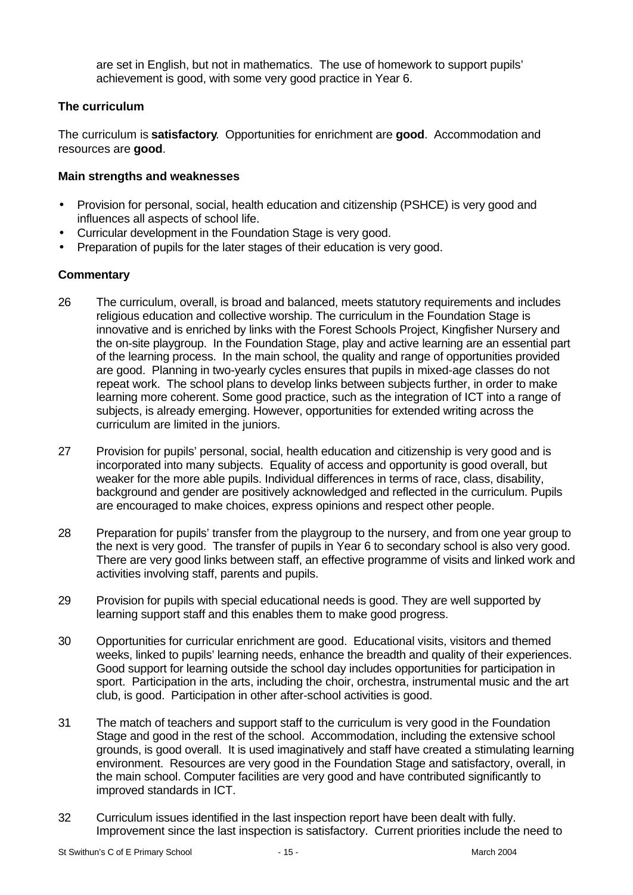are set in English, but not in mathematics. The use of homework to support pupils' achievement is good, with some very good practice in Year 6.

### The curriculum

The curriculum is **satisfactory**. Opportunities for enrichment are **good**. Accommodation and resources are **good**.

#### Main strengths and weaknesses

- Provision for personal, social, health education and citizenship (PSHCE) is very good and influences all aspects of school life.
- Curricular development in the Foundation Stage is very good.
- Preparation of pupils for the later stages of their education is very good.

#### Commentary

26 The curriculum, overall, is broad and balanced, meets statutory requirements and includes religious education and collective worship. The curriculum in the Foundation Stage is innovative and is enriched by links with the Forest Schools Project, Kingfisher Nursery and the on-site playgroup. In the Foundation Stage, play and active learning are an essential part of the learning process. In the main school, the quality and range of opportunities provided are good. Planning in two-yearly cycles ensures that pupils in mixed-age classes do not repeat work. The school plans to develop links between subjects further, in order to make learning more coherent. Some good practice, such as the integration of ICT into a range of subjects, is already emerging. However, opportunities for extended writing across the curriculum are limited in the juniors.

27 Provision for pupils' personal, social, health education and citizenship is very good and is incorporated into many subjects. Equality of access and opportunity is good overall, but weaker for the more able pupils. Individual differences in terms of race, class, disability, background and gender are positively acknowledged and reflected in the curriculum. Pupils are encouraged to make choices, express opinions and respect other people.

28 Preparation for pupils' transfer from the playgroup to the nursery, and from one year group to the next is very good. The transfer of pupils in Year 6 to secondary school is also very good. There are very good links between staff, an effective programme of visits and linked work and activities involving staff, parents and pupils.

29 Provision for pupils with special educational needs is good. They are well supported by learning support staff and this enables them to make good progress.

30 Opportunities for curricular enrichment are good. Educational visits, visitors and themed weeks, linked to pupils' learning needs, enhance the breadth and quality of their experiences. Good support for learning outside the school day includes opportunities for participation in sport. Participation in the arts, including the choir, orchestra, instrumental music and the art club, is good. Participation in other after-school activities is good.

31 The match of teachers and support staff to the curriculum is very good in the Foundation Stage and good in the rest of the school. Accommodation, including the extensive school grounds, is good overall. It is used imaginatively and staff have created a stimulating learning environment. Resources are very good in the Foundation Stage and satisfactory, overall, in the main school. Computer facilities are very good and have contributed significantly to improved standards in ICT.

32 Curriculum issues identified in the last inspection report have been dealt with fully. Improvement since the last inspection is satisfactory. Current priorities include the need to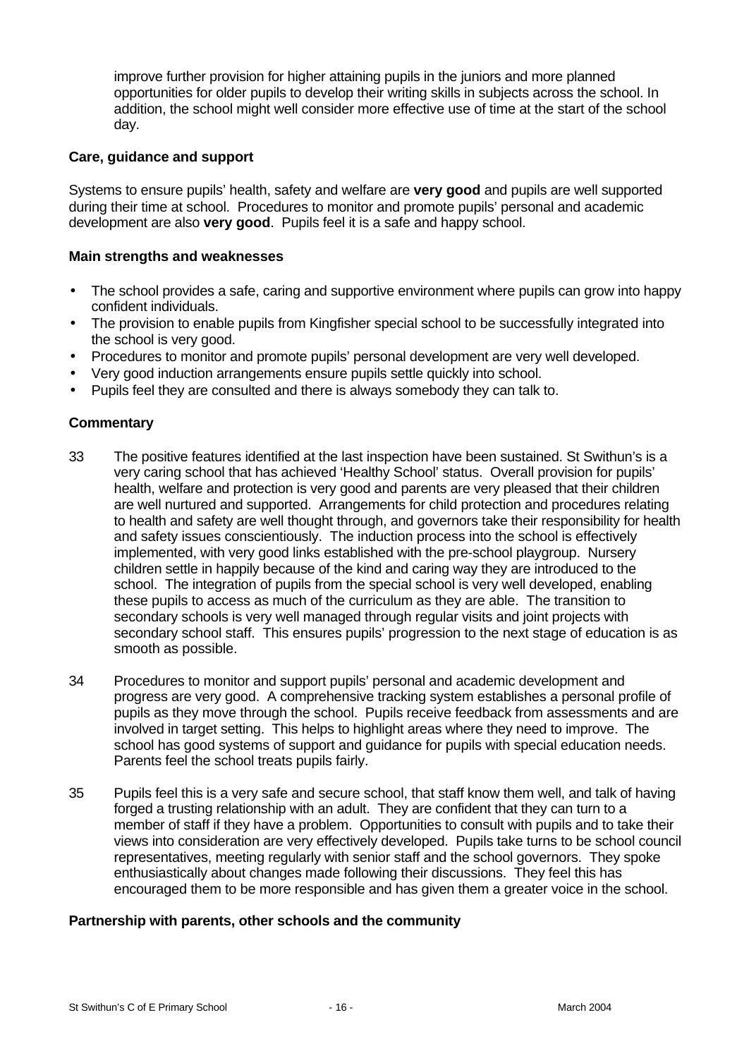improve further provision for higher attaining pupils in the juniors and more planned opportunities for older pupils to develop their writing skills in subjects across the school. In addition, the school might well consider more effective use of time at the start of the school day.

### Care, guidance and support

Systems to ensure pupils' health, safety and welfare are **very good** and pupils are well supported during their time at school. Procedures to monitor and promote pupils' personal and academic development are also **very good**. Pupils feel it is a safe and happy school.

#### Main strengths and weaknesses

- The school provides a safe, caring and supportive environment where pupils can grow into happy confident individuals.
- The provision to enable pupils from Kingfisher special school to be successfully integrated into the school is very good.
- Procedures to monitor and promote pupils' personal development are very well developed.
- Very good induction arrangements ensure pupils settle quickly into school.
- Pupils feel they are consulted and there is always somebody they can talk to.

#### Commentary

33 The positive features identified at the last inspection have been sustained. St Swithun's is a very caring school that has achieved 'Healthy School' status. Overall provision for pupils' health, welfare and protection is very good and parents are very pleased that their children are well nurtured and supported. Arrangements for child protection and procedures relating to health and safety are well thought through, and governors take their responsibility for health and safety issues conscientiously. The induction process into the school is effectively implemented, with very good links established with the pre-school playgroup. Nursery children settle in happily because of the kind and caring way they are introduced to the school. The integration of pupils from the special school is very well developed, enabling these pupils to access as much of the curriculum as they are able. The transition to secondary schools is very well managed through regular visits and joint projects with secondary school staff. This ensures pupils' progression to the next stage of education is as smooth as possible.

34 Procedures to monitor and support pupils' personal and academic development and progress are very good. A comprehensive tracking system establishes a personal profile of pupils as they move through the school. Pupils receive feedback from assessments and are involved in target setting. This helps to highlight areas where they need to improve. The school has good systems of support and guidance for pupils with special education needs. Parents feel the school treats pupils fairly.

35 Pupils feel this is a very safe and secure school, that staff know them well, and talk of having forged a trusting relationship with an adult. They are confident that they can turn to a member of staff if they have a problem. Opportunities to consult with pupils and to take their views into consideration are very effectively developed. Pupils take turns to be school council representatives, meeting regularly with senior staff and the school governors. They spoke enthusiastically about changes made following their discussions. They feel this has encouraged them to be more responsible and has given them a greater voice in the school.

### Partnership with parents, other schools and the community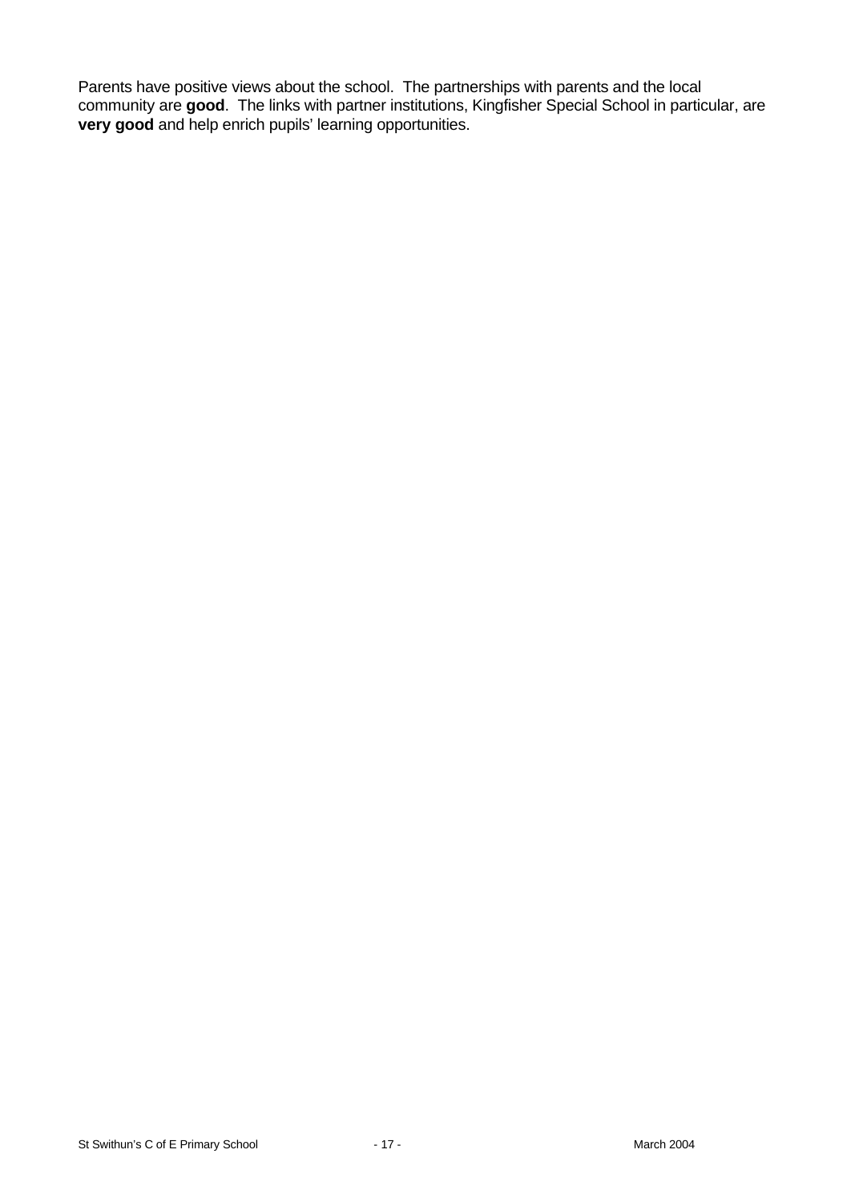Parents have positive views about the school. The partnerships with parents and the local community are **good**. The links with partner institutions, Kingfisher Special School in particular, are **very good** and help enrich pupils' learning opportunities.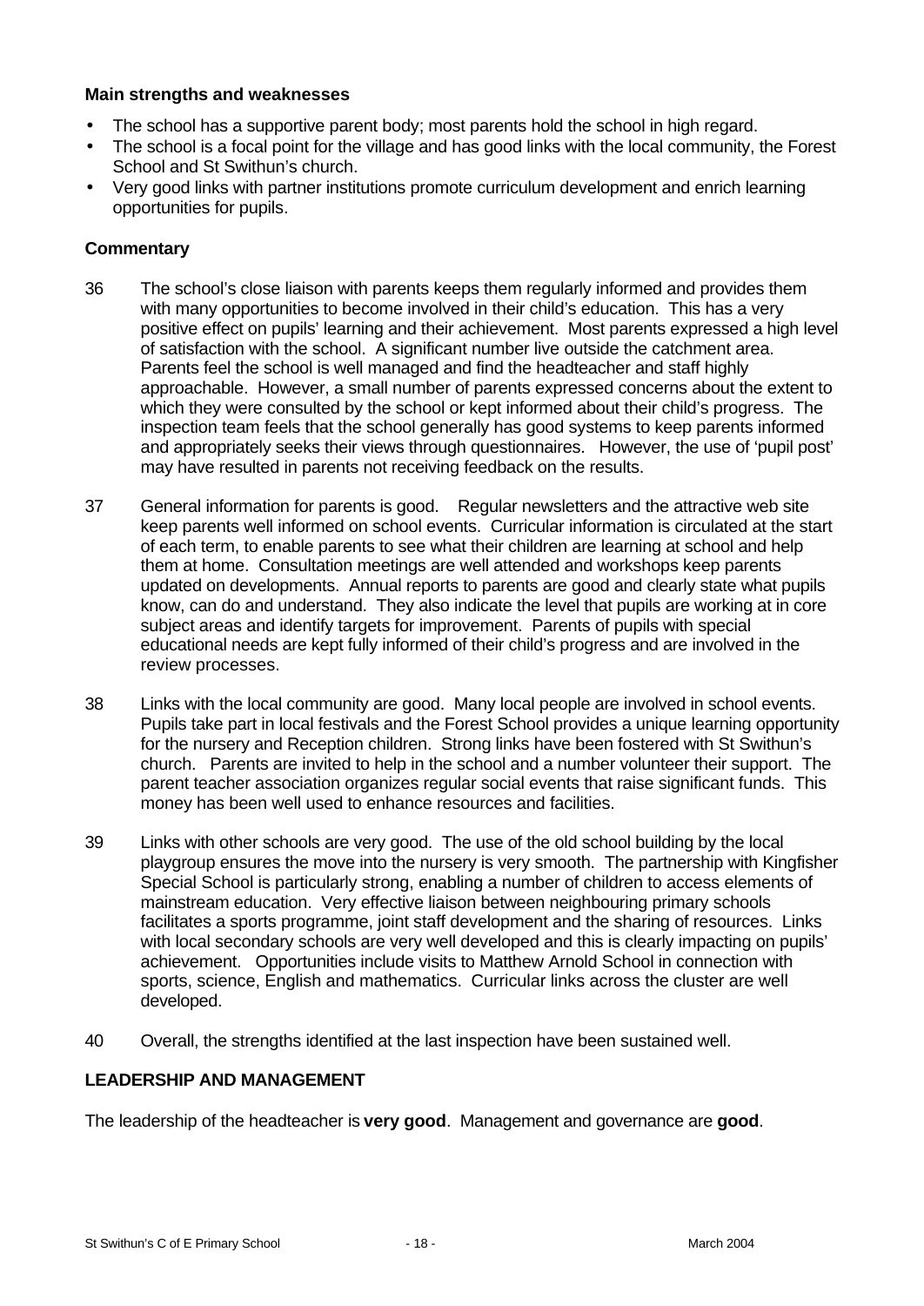### Main strengths and weaknesses

- The school has a supportive parent body; most parents hold the school in high regard.
- The school is a focal point for the village and has good links with the local community, the Forest School and St Swithun's church.
- Very good links with partner institutions promote curriculum development and enrich learning opportunities for pupils.

### Commentary

36 The school's close liaison with parents keeps them regularly informed and provides them with many opportunities to become involved in their child's education. This has a very positive effect on pupils' learning and their achievement. Most parents expressed a high level of satisfaction with the school. A significant number live outside the catchment area. Parents feel the school is well managed and find the headteacher and staff highly approachable. However, a small number of parents expressed concerns about the extent to which they were consulted by the school or kept informed about their child's progress. The inspection team feels that the school generally has good systems to keep parents informed and appropriately seeks their views through questionnaires. However, the use of 'pupil post' may have resulted in parents not receiving feedback on the results.

37 General information for parents is good. Regular newsletters and the attractive web site keep parents well informed on school events. Curricular information is circulated at the start of each term, to enable parents to see what their children are learning at school and help them at home. Consultation meetings are well attended and workshops keep parents updated on developments. Annual reports to parents are good and clearly state what pupils know, can do and understand. They also indicate the level that pupils are working at in core subject areas and identify targets for improvement. Parents of pupils with special educational needs are kept fully informed of their child's progress and are involved in the review processes.

38 Links with the local community are good. Many local people are involved in school events. Pupils take part in local festivals and the Forest School provides a unique learning opportunity for the nursery and Reception children. Strong links have been fostered with St Swithun's church. Parents are invited to help in the school and a number volunteer their support. The parent teacher association organizes regular social events that raise significant funds. This money has been well used to enhance resources and facilities.

39 Links with other schools are very good. The use of the old school building by the local playgroup ensures the move into the nursery is very smooth. The partnership with Kingfisher Special School is particularly strong, enabling a number of children to access elements of mainstream education. Very effective liaison between neighbouring primary schools facilitates a sports programme, joint staff development and the sharing of resources. Links with local secondary schools are very well developed and this is clearly impacting on pupils' achievement. Opportunities include visits to Matthew Arnold School in connection with sports, science, English and mathematics. Curricular links across the cluster are well developed.

40 Overall, the strengths identified at the last inspection have been sustained well.

## LEADERSHIP AND MANAGEMENT

The leadership of the headteacher is **very good**. Management and governance are **good**.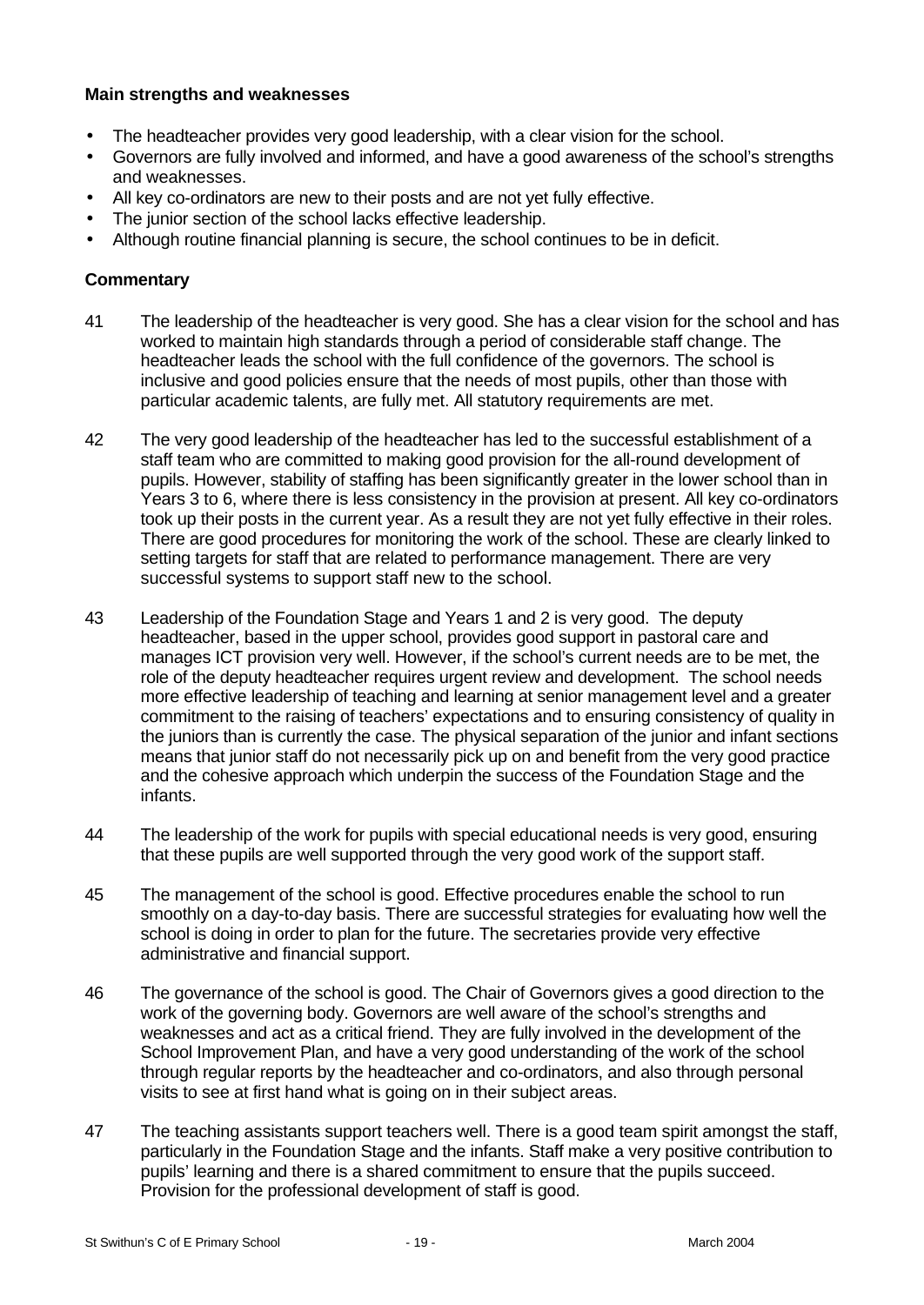**Main strengths and weaknesses**

- The headteacher provides very good leadership, with a clear vision for the school.
- Governors are fully involved and informed, and have a good awareness of the school's strengths and weaknesses.
- All key co-ordinators are new to their posts and are not yet fully effective.
- The junior section of the school lacks effective leadership.
- Although routine financial planning is secure, the school continues to be in deficit.

**Commentary**

41 The leadership of the headteacher is very good. She has a clear vision for the school and has worked to maintain high standards through a period of considerable staff change. The headteacher leads the school with the full confidence of the governors. The school is inclusive and good policies ensure that the needs of most pupils, other than those with particular academic talents, are fully met. All statutory requirements are met.

42 The very good leadership of the headteacher has led to the successful establishment of a staff team who are committed to making good provision for the all-round development of pupils. However, stability of staffing has been significantly greater in the lower school than in Years 3 to 6, where there is less consistency in the provision at present. All key co-ordinators took up their posts in the current year. As a result they are not yet fully effective in their roles. There are good procedures for monitoring the work of the school. These are clearly linked to setting targets for staff that are related to performance management. There are very successful systems to support staff new to the school.

43 Leadership of the Foundation Stage and Years 1 and 2 is very good. The deputy headteacher, based in the upper school, provides good support in pastoral care and manages ICT provision very well. However, if the school's current needs are to be met, the role of the deputy headteacher requires urgent review and development. The school needs more effective leadership of teaching and learning at senior management level and a greater commitment to the raising of teachers' expectations and to ensuring consistency of quality in the juniors than is currently the case. The physical separation of the junior and infant sections means that junior staff do not necessarily pick up on and benefit from the very good practice and the cohesive approach which underpin the success of the Foundation Stage and the infants.

44 The leadership of the work for pupils with special educational needs is very good, ensuring that these pupils are well supported through the very good work of the support staff.

45 The management of the school is good. Effective procedures enable the school to run smoothly on a day-to-day basis. There are successful strategies for evaluating how well the school is doing in order to plan for the future. The secretaries provide very effective administrative and financial support.

46 The governance of the school is good. The Chair of Governors gives a good direction to the work of the governing body. Governors are well aware of the school's strengths and weaknesses and act as a critical friend. They are fully involved in the development of the School Improvement Plan, and have a very good understanding of the work of the school through regular reports by the headteacher and co-ordinators, and also through personal visits to see at first hand what is going on in their subject areas.

47 The teaching assistants support teachers well. There is a good team spirit amongst the staff, particularly in the Foundation Stage and the infants. Staff make a very positive contribution to pupils' learning and there is a shared commitment to ensure that the pupils succeed. Provision for the professional development of staff is good.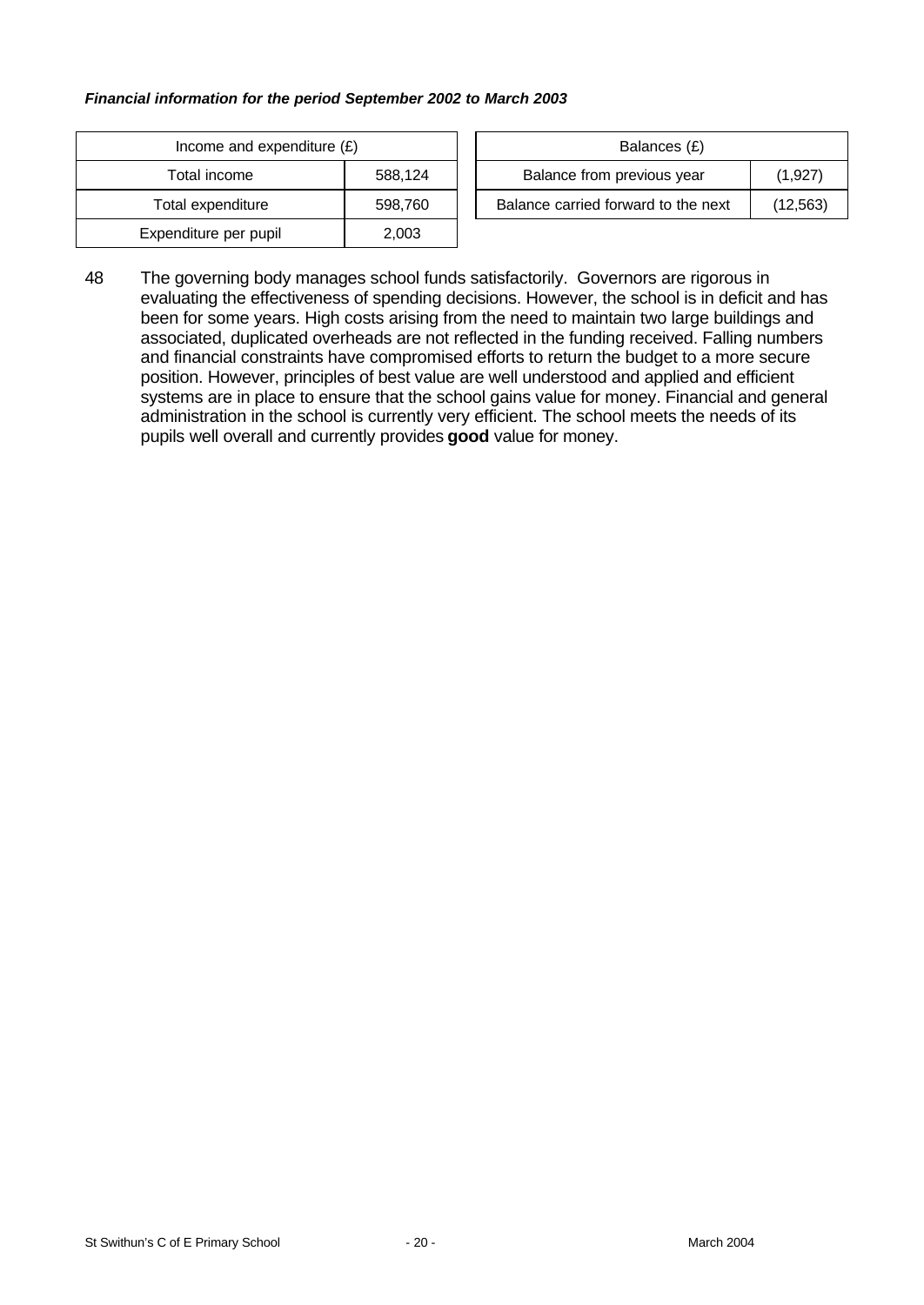***Financial information for the period September 2002 to March 2003***

| Income and expenditure (£) | |
|---|---|
| Total income | 588,124 |
| Total expenditure | 598,760 |
| Expenditure per pupil | 2,003 |

| Balances (£) | |
|---|---|
| Balance from previous year | (1,927) |
| Balance carried forward to the next | (12,563) |

48 The governing body manages school funds satisfactorily. Governors are rigorous in evaluating the effectiveness of spending decisions. However, the school is in deficit and has been for some years. High costs arising from the need to maintain two large buildings and associated, duplicated overheads are not reflected in the funding received. Falling numbers and financial constraints have compromised efforts to return the budget to a more secure position. However, principles of best value are well understood and applied and efficient systems are in place to ensure that the school gains value for money. Financial and general administration in the school is currently very efficient. The school meets the needs of its pupils well overall and currently provides **good** value for money.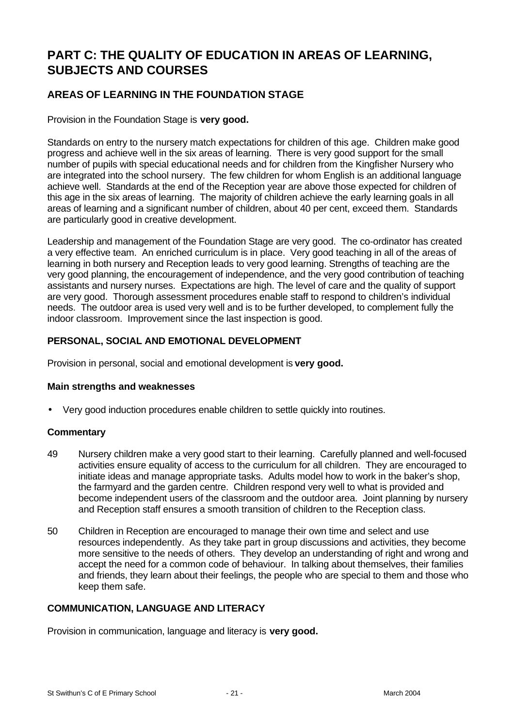# PART C: THE QUALITY OF EDUCATION IN AREAS OF LEARNING, SUBJECTS AND COURSES

## AREAS OF LEARNING IN THE FOUNDATION STAGE

Provision in the Foundation Stage is **very good.**

Standards on entry to the nursery match expectations for children of this age. Children make good progress and achieve well in the six areas of learning. There is very good support for the small number of pupils with special educational needs and for children from the Kingfisher Nursery who are integrated into the school nursery. The few children for whom English is an additional language achieve well. Standards at the end of the Reception year are above those expected for children of this age in the six areas of learning. The majority of children achieve the early learning goals in all areas of learning and a significant number of children, about 40 per cent, exceed them. Standards are particularly good in creative development.

Leadership and management of the Foundation Stage are very good. The co-ordinator has created a very effective team. An enriched curriculum is in place. Very good teaching in all of the areas of learning in both nursery and Reception leads to very good learning. Strengths of teaching are the very good planning, the encouragement of independence, and the very good contribution of teaching assistants and nursery nurses. Expectations are high. The level of care and the quality of support are very good. Thorough assessment procedures enable staff to respond to children's individual needs. The outdoor area is used very well and is to be further developed, to complement fully the indoor classroom. Improvement since the last inspection is good.

### PERSONAL, SOCIAL AND EMOTIONAL DEVELOPMENT

Provision in personal, social and emotional development is **very good.**

#### Main strengths and weaknesses

- Very good induction procedures enable children to settle quickly into routines.

#### Commentary

49 Nursery children make a very good start to their learning. Carefully planned and well-focused activities ensure equality of access to the curriculum for all children. They are encouraged to initiate ideas and manage appropriate tasks. Adults model how to work in the baker's shop, the farmyard and the garden centre. Children respond very well to what is provided and become independent users of the classroom and the outdoor area. Joint planning by nursery and Reception staff ensures a smooth transition of children to the Reception class.

50 Children in Reception are encouraged to manage their own time and select and use resources independently. As they take part in group discussions and activities, they become more sensitive to the needs of others. They develop an understanding of right and wrong and accept the need for a common code of behaviour. In talking about themselves, their families and friends, they learn about their feelings, the people who are special to them and those who keep them safe.

### COMMUNICATION, LANGUAGE AND LITERACY

Provision in communication, language and literacy is **very good.**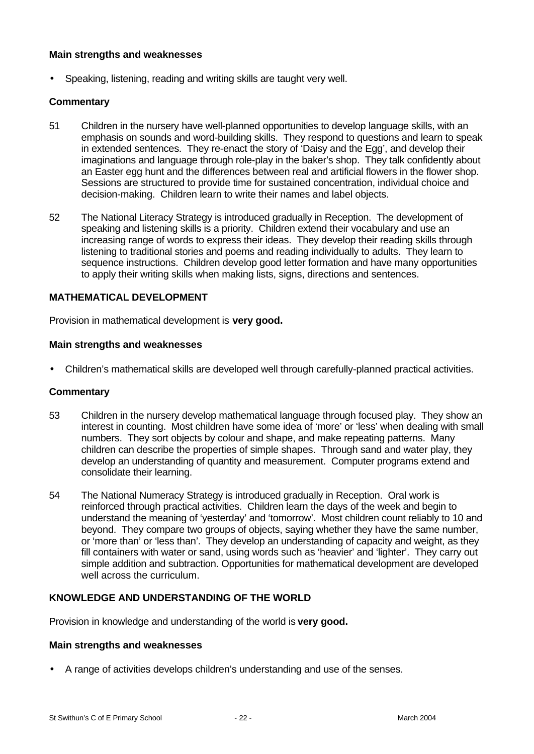### Main strengths and weaknesses

- Speaking, listening, reading and writing skills are taught very well.

### Commentary

51 Children in the nursery have well-planned opportunities to develop language skills, with an emphasis on sounds and word-building skills. They respond to questions and learn to speak in extended sentences. They re-enact the story of 'Daisy and the Egg', and develop their imaginations and language through role-play in the baker's shop. They talk confidently about an Easter egg hunt and the differences between real and artificial flowers in the flower shop. Sessions are structured to provide time for sustained concentration, individual choice and decision-making. Children learn to write their names and label objects.

52 The National Literacy Strategy is introduced gradually in Reception. The development of speaking and listening skills is a priority. Children extend their vocabulary and use an increasing range of words to express their ideas. They develop their reading skills through listening to traditional stories and poems and reading individually to adults. They learn to sequence instructions. Children develop good letter formation and have many opportunities to apply their writing skills when making lists, signs, directions and sentences.

## MATHEMATICAL DEVELOPMENT

Provision in mathematical development is **very good.**

### Main strengths and weaknesses

- Children's mathematical skills are developed well through carefully-planned practical activities.

### Commentary

53 Children in the nursery develop mathematical language through focused play. They show an interest in counting. Most children have some idea of 'more' or 'less' when dealing with small numbers. They sort objects by colour and shape, and make repeating patterns. Many children can describe the properties of simple shapes. Through sand and water play, they develop an understanding of quantity and measurement. Computer programs extend and consolidate their learning.

54 The National Numeracy Strategy is introduced gradually in Reception. Oral work is reinforced through practical activities. Children learn the days of the week and begin to understand the meaning of 'yesterday' and 'tomorrow'. Most children count reliably to 10 and beyond. They compare two groups of objects, saying whether they have the same number, or 'more than' or 'less than'. They develop an understanding of capacity and weight, as they fill containers with water or sand, using words such as 'heavier' and 'lighter'. They carry out simple addition and subtraction. Opportunities for mathematical development are developed well across the curriculum.

## KNOWLEDGE AND UNDERSTANDING OF THE WORLD

Provision in knowledge and understanding of the world is **very good.**

### Main strengths and weaknesses

- A range of activities develops children's understanding and use of the senses.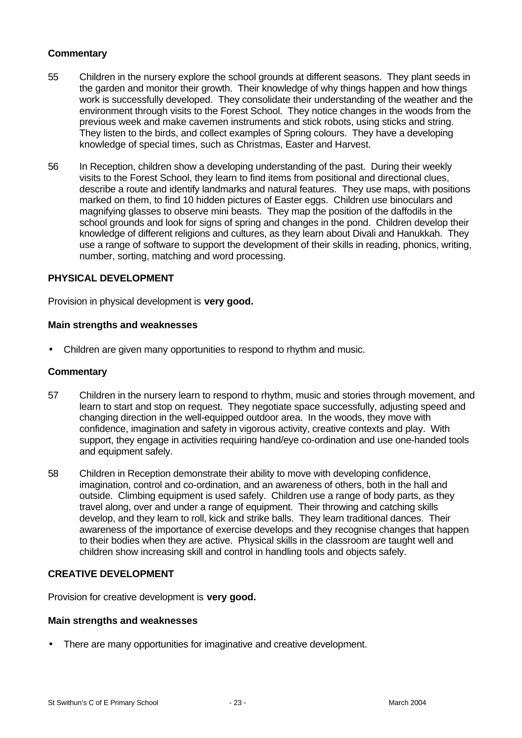**Commentary**

55 Children in the nursery explore the school grounds at different seasons. They plant seeds in the garden and monitor their growth. Their knowledge of why things happen and how things work is successfully developed. They consolidate their understanding of the weather and the environment through visits to the Forest School. They notice changes in the woods from the previous week and make cavemen instruments and stick robots, using sticks and string. They listen to the birds, and collect examples of Spring colours. They have a developing knowledge of special times, such as Christmas, Easter and Harvest.

56 In Reception, children show a developing understanding of the past. During their weekly visits to the Forest School, they learn to find items from positional and directional clues, describe a route and identify landmarks and natural features. They use maps, with positions marked on them, to find 10 hidden pictures of Easter eggs. Children use binoculars and magnifying glasses to observe mini beasts. They map the position of the daffodils in the school grounds and look for signs of spring and changes in the pond. Children develop their knowledge of different religions and cultures, as they learn about Divali and Hanukkah. They use a range of software to support the development of their skills in reading, phonics, writing, number, sorting, matching and word processing.

## PHYSICAL DEVELOPMENT

Provision in physical development is **very good.**

### Main strengths and weaknesses

- Children are given many opportunities to respond to rhythm and music.

**Commentary**

57 Children in the nursery learn to respond to rhythm, music and stories through movement, and learn to start and stop on request. They negotiate space successfully, adjusting speed and changing direction in the well-equipped outdoor area. In the woods, they move with confidence, imagination and safety in vigorous activity, creative contexts and play. With support, they engage in activities requiring hand/eye co-ordination and use one-handed tools and equipment safely.

58 Children in Reception demonstrate their ability to move with developing confidence, imagination, control and co-ordination, and an awareness of others, both in the hall and outside. Climbing equipment is used safely. Children use a range of body parts, as they travel along, over and under a range of equipment. Their throwing and catching skills develop, and they learn to roll, kick and strike balls. They learn traditional dances. Their awareness of the importance of exercise develops and they recognise changes that happen to their bodies when they are active. Physical skills in the classroom are taught well and children show increasing skill and control in handling tools and objects safely.

## CREATIVE DEVELOPMENT

Provision for creative development is **very good.**

### Main strengths and weaknesses

- There are many opportunities for imaginative and creative development.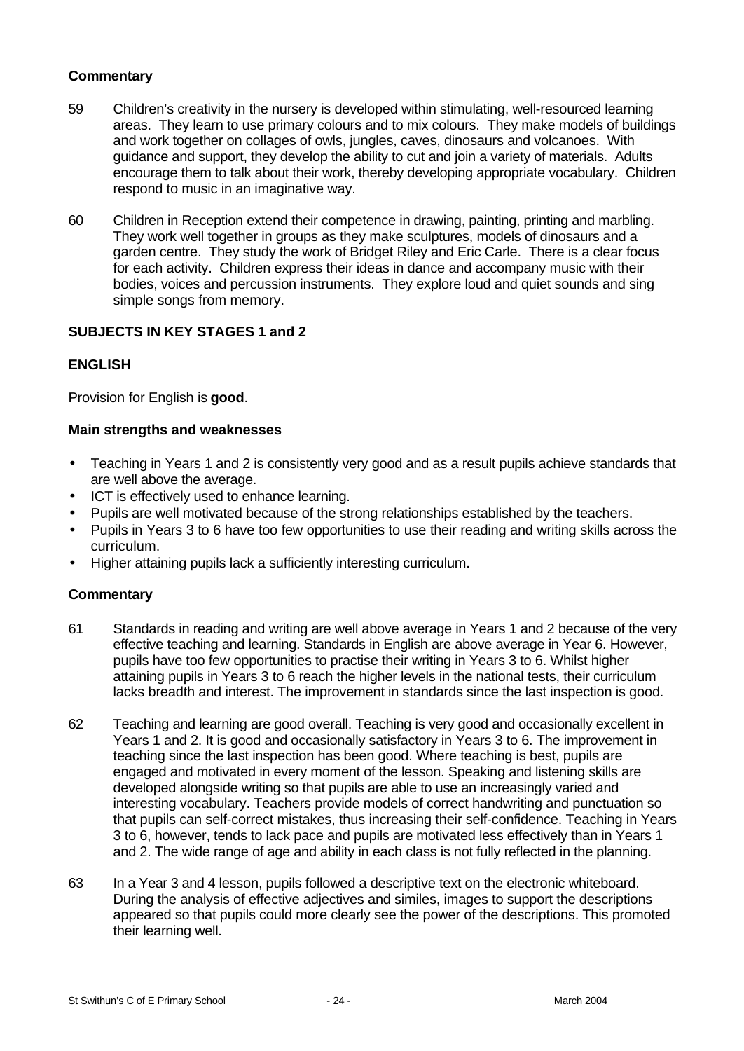**Commentary**

59 Children's creativity in the nursery is developed within stimulating, well-resourced learning areas. They learn to use primary colours and to mix colours. They make models of buildings and work together on collages of owls, jungles, caves, dinosaurs and volcanoes. With guidance and support, they develop the ability to cut and join a variety of materials. Adults encourage them to talk about their work, thereby developing appropriate vocabulary. Children respond to music in an imaginative way.

60 Children in Reception extend their competence in drawing, painting, printing and marbling. They work well together in groups as they make sculptures, models of dinosaurs and a garden centre. They study the work of Bridget Riley and Eric Carle. There is a clear focus for each activity. Children express their ideas in dance and accompany music with their bodies, voices and percussion instruments. They explore loud and quiet sounds and sing simple songs from memory.

## SUBJECTS IN KEY STAGES 1 and 2

### ENGLISH

Provision for English is **good**.

**Main strengths and weaknesses**

- Teaching in Years 1 and 2 is consistently very good and as a result pupils achieve standards that are well above the average.
- ICT is effectively used to enhance learning.
- Pupils are well motivated because of the strong relationships established by the teachers.
- Pupils in Years 3 to 6 have too few opportunities to use their reading and writing skills across the curriculum.
- Higher attaining pupils lack a sufficiently interesting curriculum.

**Commentary**

61 Standards in reading and writing are well above average in Years 1 and 2 because of the very effective teaching and learning. Standards in English are above average in Year 6. However, pupils have too few opportunities to practise their writing in Years 3 to 6. Whilst higher attaining pupils in Years 3 to 6 reach the higher levels in the national tests, their curriculum lacks breadth and interest. The improvement in standards since the last inspection is good.

62 Teaching and learning are good overall. Teaching is very good and occasionally excellent in Years 1 and 2. It is good and occasionally satisfactory in Years 3 to 6. The improvement in teaching since the last inspection has been good. Where teaching is best, pupils are engaged and motivated in every moment of the lesson. Speaking and listening skills are developed alongside writing so that pupils are able to use an increasingly varied and interesting vocabulary. Teachers provide models of correct handwriting and punctuation so that pupils can self-correct mistakes, thus increasing their self-confidence. Teaching in Years 3 to 6, however, tends to lack pace and pupils are motivated less effectively than in Years 1 and 2. The wide range of age and ability in each class is not fully reflected in the planning.

63 In a Year 3 and 4 lesson, pupils followed a descriptive text on the electronic whiteboard. During the analysis of effective adjectives and similes, images to support the descriptions appeared so that pupils could more clearly see the power of the descriptions. This promoted their learning well.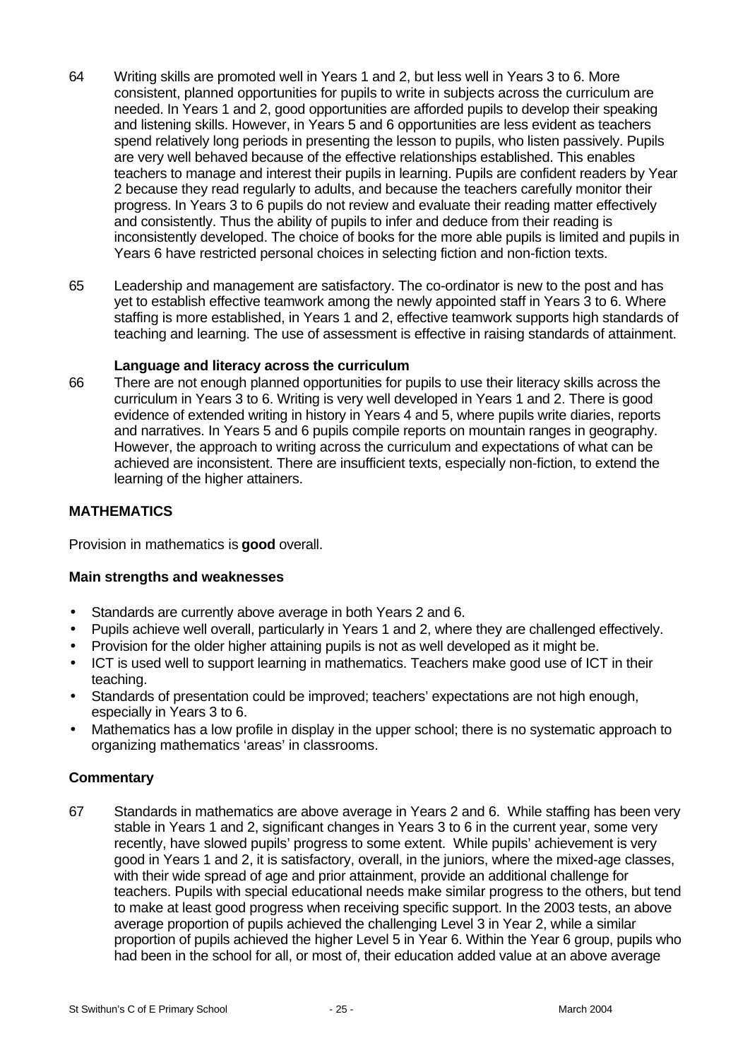64 Writing skills are promoted well in Years 1 and 2, but less well in Years 3 to 6. More consistent, planned opportunities for pupils to write in subjects across the curriculum are needed. In Years 1 and 2, good opportunities are afforded pupils to develop their speaking and listening skills. However, in Years 5 and 6 opportunities are less evident as teachers spend relatively long periods in presenting the lesson to pupils, who listen passively. Pupils are very well behaved because of the effective relationships established. This enables teachers to manage and interest their pupils in learning. Pupils are confident readers by Year 2 because they read regularly to adults, and because the teachers carefully monitor their progress. In Years 3 to 6 pupils do not review and evaluate their reading matter effectively and consistently. Thus the ability of pupils to infer and deduce from their reading is inconsistently developed. The choice of books for the more able pupils is limited and pupils in Years 6 have restricted personal choices in selecting fiction and non-fiction texts.

65 Leadership and management are satisfactory. The co-ordinator is new to the post and has yet to establish effective teamwork among the newly appointed staff in Years 3 to 6. Where staffing is more established, in Years 1 and 2, effective teamwork supports high standards of teaching and learning. The use of assessment is effective in raising standards of attainment.

**Language and literacy across the curriculum**

66 There are not enough planned opportunities for pupils to use their literacy skills across the curriculum in Years 3 to 6. Writing is very well developed in Years 1 and 2. There is good evidence of extended writing in history in Years 4 and 5, where pupils write diaries, reports and narratives. In Years 5 and 6 pupils compile reports on mountain ranges in geography. However, the approach to writing across the curriculum and expectations of what can be achieved are inconsistent. There are insufficient texts, especially non-fiction, to extend the learning of the higher attainers.

## MATHEMATICS

Provision in mathematics is **good** overall.

### Main strengths and weaknesses

- Standards are currently above average in both Years 2 and 6.
- Pupils achieve well overall, particularly in Years 1 and 2, where they are challenged effectively.
- Provision for the older higher attaining pupils is not as well developed as it might be.
- ICT is used well to support learning in mathematics. Teachers make good use of ICT in their teaching.
- Standards of presentation could be improved; teachers' expectations are not high enough, especially in Years 3 to 6.
- Mathematics has a low profile in display in the upper school; there is no systematic approach to organizing mathematics 'areas' in classrooms.

### Commentary

67 Standards in mathematics are above average in Years 2 and 6. While staffing has been very stable in Years 1 and 2, significant changes in Years 3 to 6 in the current year, some very recently, have slowed pupils' progress to some extent. While pupils' achievement is very good in Years 1 and 2, it is satisfactory, overall, in the juniors, where the mixed-age classes, with their wide spread of age and prior attainment, provide an additional challenge for teachers. Pupils with special educational needs make similar progress to the others, but tend to make at least good progress when receiving specific support. In the 2003 tests, an above average proportion of pupils achieved the challenging Level 3 in Year 2, while a similar proportion of pupils achieved the higher Level 5 in Year 6. Within the Year 6 group, pupils who had been in the school for all, or most of, their education added value at an above average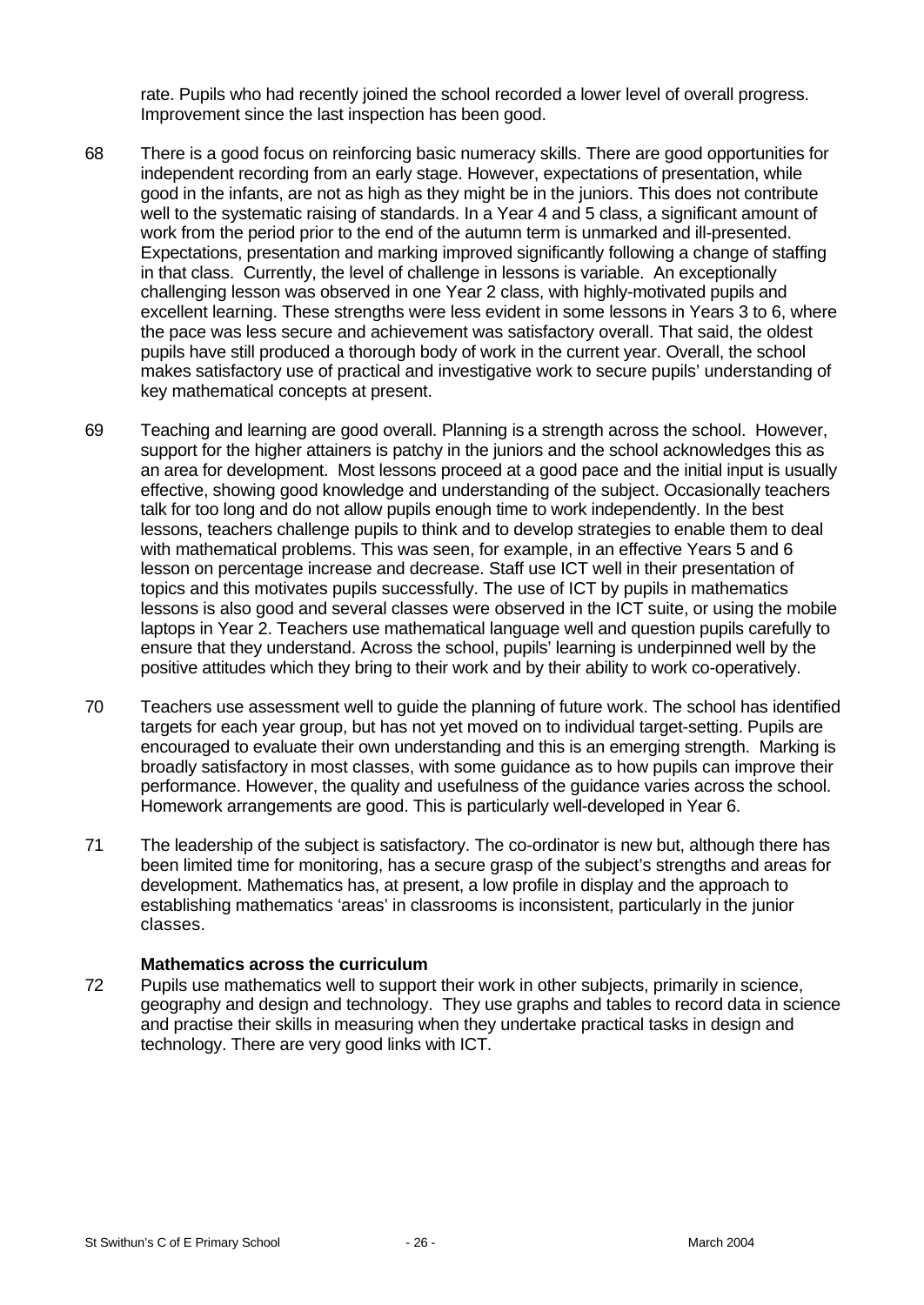rate. Pupils who had recently joined the school recorded a lower level of overall progress. Improvement since the last inspection has been good.

68 There is a good focus on reinforcing basic numeracy skills. There are good opportunities for independent recording from an early stage. However, expectations of presentation, while good in the infants, are not as high as they might be in the juniors. This does not contribute well to the systematic raising of standards. In a Year 4 and 5 class, a significant amount of work from the period prior to the end of the autumn term is unmarked and ill-presented. Expectations, presentation and marking improved significantly following a change of staffing in that class. Currently, the level of challenge in lessons is variable. An exceptionally challenging lesson was observed in one Year 2 class, with highly-motivated pupils and excellent learning. These strengths were less evident in some lessons in Years 3 to 6, where the pace was less secure and achievement was satisfactory overall. That said, the oldest pupils have still produced a thorough body of work in the current year. Overall, the school makes satisfactory use of practical and investigative work to secure pupils' understanding of key mathematical concepts at present.

69 Teaching and learning are good overall. Planning is a strength across the school. However, support for the higher attainers is patchy in the juniors and the school acknowledges this as an area for development. Most lessons proceed at a good pace and the initial input is usually effective, showing good knowledge and understanding of the subject. Occasionally teachers talk for too long and do not allow pupils enough time to work independently. In the best lessons, teachers challenge pupils to think and to develop strategies to enable them to deal with mathematical problems. This was seen, for example, in an effective Years 5 and 6 lesson on percentage increase and decrease. Staff use ICT well in their presentation of topics and this motivates pupils successfully. The use of ICT by pupils in mathematics lessons is also good and several classes were observed in the ICT suite, or using the mobile laptops in Year 2. Teachers use mathematical language well and question pupils carefully to ensure that they understand. Across the school, pupils' learning is underpinned well by the positive attitudes which they bring to their work and by their ability to work co-operatively.

70 Teachers use assessment well to guide the planning of future work. The school has identified targets for each year group, but has not yet moved on to individual target-setting. Pupils are encouraged to evaluate their own understanding and this is an emerging strength. Marking is broadly satisfactory in most classes, with some guidance as to how pupils can improve their performance. However, the quality and usefulness of the guidance varies across the school. Homework arrangements are good. This is particularly well-developed in Year 6.

71 The leadership of the subject is satisfactory. The co-ordinator is new but, although there has been limited time for monitoring, has a secure grasp of the subject's strengths and areas for development. Mathematics has, at present, a low profile in display and the approach to establishing mathematics 'areas' in classrooms is inconsistent, particularly in the junior classes.

**Mathematics across the curriculum**

72 Pupils use mathematics well to support their work in other subjects, primarily in science, geography and design and technology. They use graphs and tables to record data in science and practise their skills in measuring when they undertake practical tasks in design and technology. There are very good links with ICT.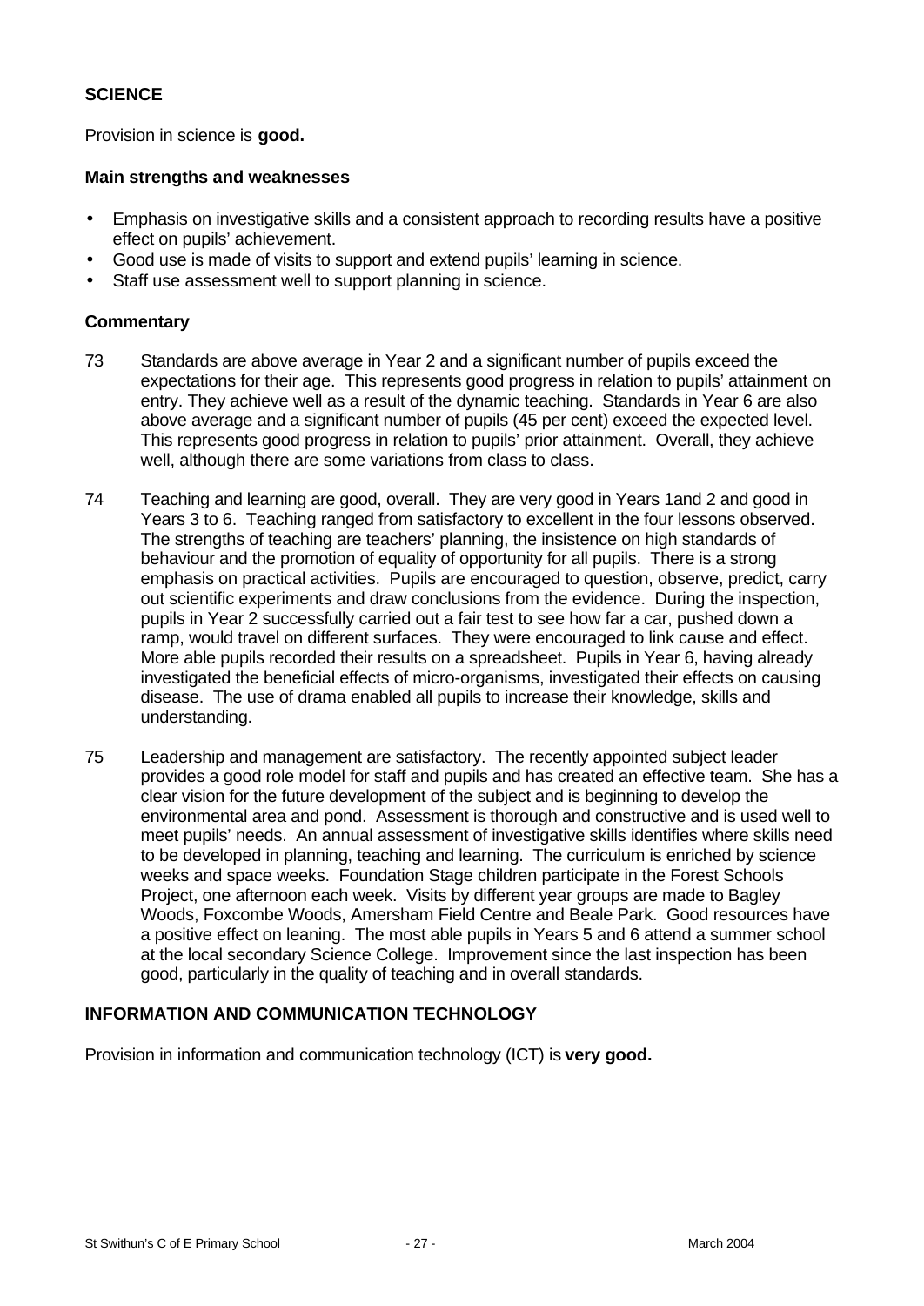## SCIENCE

Provision in science is **good.**

### Main strengths and weaknesses

- Emphasis on investigative skills and a consistent approach to recording results have a positive effect on pupils' achievement.
- Good use is made of visits to support and extend pupils' learning in science.
- Staff use assessment well to support planning in science.

### Commentary

73 Standards are above average in Year 2 and a significant number of pupils exceed the expectations for their age. This represents good progress in relation to pupils' attainment on entry. They achieve well as a result of the dynamic teaching. Standards in Year 6 are also above average and a significant number of pupils (45 per cent) exceed the expected level. This represents good progress in relation to pupils' prior attainment. Overall, they achieve well, although there are some variations from class to class.

74 Teaching and learning are good, overall. They are very good in Years 1and 2 and good in Years 3 to 6. Teaching ranged from satisfactory to excellent in the four lessons observed. The strengths of teaching are teachers' planning, the insistence on high standards of behaviour and the promotion of equality of opportunity for all pupils. There is a strong emphasis on practical activities. Pupils are encouraged to question, observe, predict, carry out scientific experiments and draw conclusions from the evidence. During the inspection, pupils in Year 2 successfully carried out a fair test to see how far a car, pushed down a ramp, would travel on different surfaces. They were encouraged to link cause and effect. More able pupils recorded their results on a spreadsheet. Pupils in Year 6, having already investigated the beneficial effects of micro-organisms, investigated their effects on causing disease. The use of drama enabled all pupils to increase their knowledge, skills and understanding.

75 Leadership and management are satisfactory. The recently appointed subject leader provides a good role model for staff and pupils and has created an effective team. She has a clear vision for the future development of the subject and is beginning to develop the environmental area and pond. Assessment is thorough and constructive and is used well to meet pupils' needs. An annual assessment of investigative skills identifies where skills need to be developed in planning, teaching and learning. The curriculum is enriched by science weeks and space weeks. Foundation Stage children participate in the Forest Schools Project, one afternoon each week. Visits by different year groups are made to Bagley Woods, Foxcombe Woods, Amersham Field Centre and Beale Park. Good resources have a positive effect on leaning. The most able pupils in Years 5 and 6 attend a summer school at the local secondary Science College. Improvement since the last inspection has been good, particularly in the quality of teaching and in overall standards.

## INFORMATION AND COMMUNICATION TECHNOLOGY

Provision in information and communication technology (ICT) is **very good.**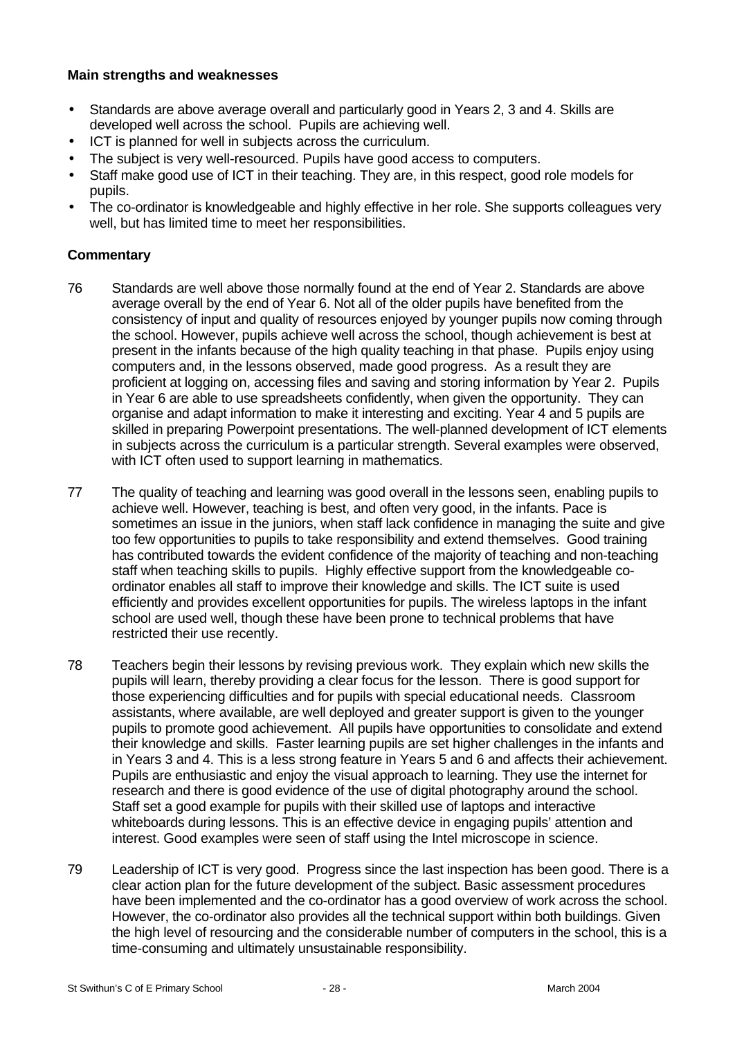**Main strengths and weaknesses**

- Standards are above average overall and particularly good in Years 2, 3 and 4. Skills are developed well across the school. Pupils are achieving well.
- ICT is planned for well in subjects across the curriculum.
- The subject is very well-resourced. Pupils have good access to computers.
- Staff make good use of ICT in their teaching. They are, in this respect, good role models for pupils.
- The co-ordinator is knowledgeable and highly effective in her role. She supports colleagues very well, but has limited time to meet her responsibilities.

**Commentary**

76 Standards are well above those normally found at the end of Year 2. Standards are above average overall by the end of Year 6. Not all of the older pupils have benefited from the consistency of input and quality of resources enjoyed by younger pupils now coming through the school. However, pupils achieve well across the school, though achievement is best at present in the infants because of the high quality teaching in that phase. Pupils enjoy using computers and, in the lessons observed, made good progress. As a result they are proficient at logging on, accessing files and saving and storing information by Year 2. Pupils in Year 6 are able to use spreadsheets confidently, when given the opportunity. They can organise and adapt information to make it interesting and exciting. Year 4 and 5 pupils are skilled in preparing Powerpoint presentations. The well-planned development of ICT elements in subjects across the curriculum is a particular strength. Several examples were observed, with ICT often used to support learning in mathematics.

77 The quality of teaching and learning was good overall in the lessons seen, enabling pupils to achieve well. However, teaching is best, and often very good, in the infants. Pace is sometimes an issue in the juniors, when staff lack confidence in managing the suite and give too few opportunities to pupils to take responsibility and extend themselves. Good training has contributed towards the evident confidence of the majority of teaching and non-teaching staff when teaching skills to pupils. Highly effective support from the knowledgeable co-ordinator enables all staff to improve their knowledge and skills. The ICT suite is used efficiently and provides excellent opportunities for pupils. The wireless laptops in the infant school are used well, though these have been prone to technical problems that have restricted their use recently.

78 Teachers begin their lessons by revising previous work. They explain which new skills the pupils will learn, thereby providing a clear focus for the lesson. There is good support for those experiencing difficulties and for pupils with special educational needs. Classroom assistants, where available, are well deployed and greater support is given to the younger pupils to promote good achievement. All pupils have opportunities to consolidate and extend their knowledge and skills. Faster learning pupils are set higher challenges in the infants and in Years 3 and 4. This is a less strong feature in Years 5 and 6 and affects their achievement. Pupils are enthusiastic and enjoy the visual approach to learning. They use the internet for research and there is good evidence of the use of digital photography around the school. Staff set a good example for pupils with their skilled use of laptops and interactive whiteboards during lessons. This is an effective device in engaging pupils' attention and interest. Good examples were seen of staff using the Intel microscope in science.

79 Leadership of ICT is very good. Progress since the last inspection has been good. There is a clear action plan for the future development of the subject. Basic assessment procedures have been implemented and the co-ordinator has a good overview of work across the school. However, the co-ordinator also provides all the technical support within both buildings. Given the high level of resourcing and the considerable number of computers in the school, this is a time-consuming and ultimately unsustainable responsibility.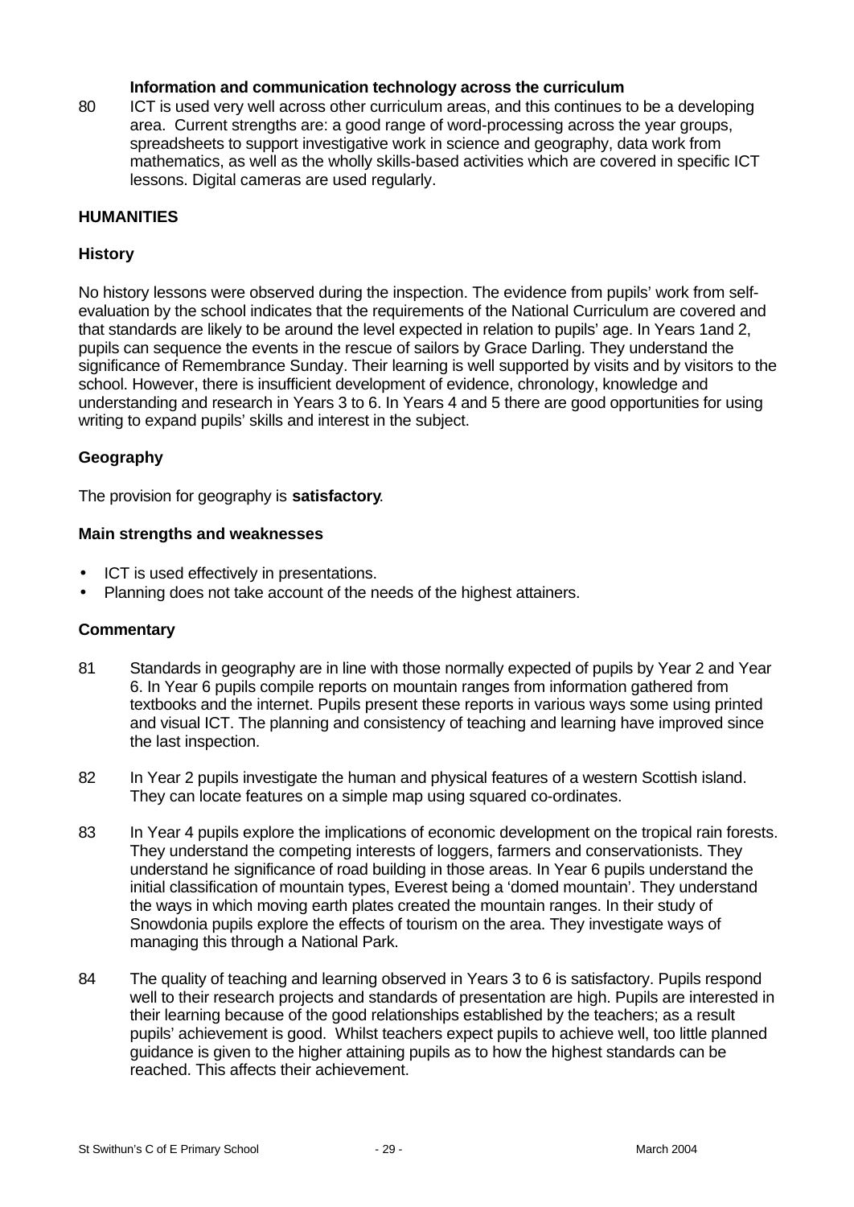**Information and communication technology across the curriculum**

80 ICT is used very well across other curriculum areas, and this continues to be a developing area. Current strengths are: a good range of word-processing across the year groups, spreadsheets to support investigative work in science and geography, data work from mathematics, as well as the wholly skills-based activities which are covered in specific ICT lessons. Digital cameras are used regularly.

## HUMANITIES

### History

No history lessons were observed during the inspection. The evidence from pupils' work from self-evaluation by the school indicates that the requirements of the National Curriculum are covered and that standards are likely to be around the level expected in relation to pupils' age. In Years 1and 2, pupils can sequence the events in the rescue of sailors by Grace Darling. They understand the significance of Remembrance Sunday. Their learning is well supported by visits and by visitors to the school. However, there is insufficient development of evidence, chronology, knowledge and understanding and research in Years 3 to 6. In Years 4 and 5 there are good opportunities for using writing to expand pupils' skills and interest in the subject.

### Geography

The provision for geography is **satisfactory**.

**Main strengths and weaknesses**

- ICT is used effectively in presentations.
- Planning does not take account of the needs of the highest attainers.

**Commentary**

81 Standards in geography are in line with those normally expected of pupils by Year 2 and Year 6. In Year 6 pupils compile reports on mountain ranges from information gathered from textbooks and the internet. Pupils present these reports in various ways some using printed and visual ICT. The planning and consistency of teaching and learning have improved since the last inspection.

82 In Year 2 pupils investigate the human and physical features of a western Scottish island. They can locate features on a simple map using squared co-ordinates.

83 In Year 4 pupils explore the implications of economic development on the tropical rain forests. They understand the competing interests of loggers, farmers and conservationists. They understand he significance of road building in those areas. In Year 6 pupils understand the initial classification of mountain types, Everest being a 'domed mountain'. They understand the ways in which moving earth plates created the mountain ranges. In their study of Snowdonia pupils explore the effects of tourism on the area. They investigate ways of managing this through a National Park.

84 The quality of teaching and learning observed in Years 3 to 6 is satisfactory. Pupils respond well to their research projects and standards of presentation are high. Pupils are interested in their learning because of the good relationships established by the teachers; as a result pupils' achievement is good. Whilst teachers expect pupils to achieve well, too little planned guidance is given to the higher attaining pupils as to how the highest standards can be reached. This affects their achievement.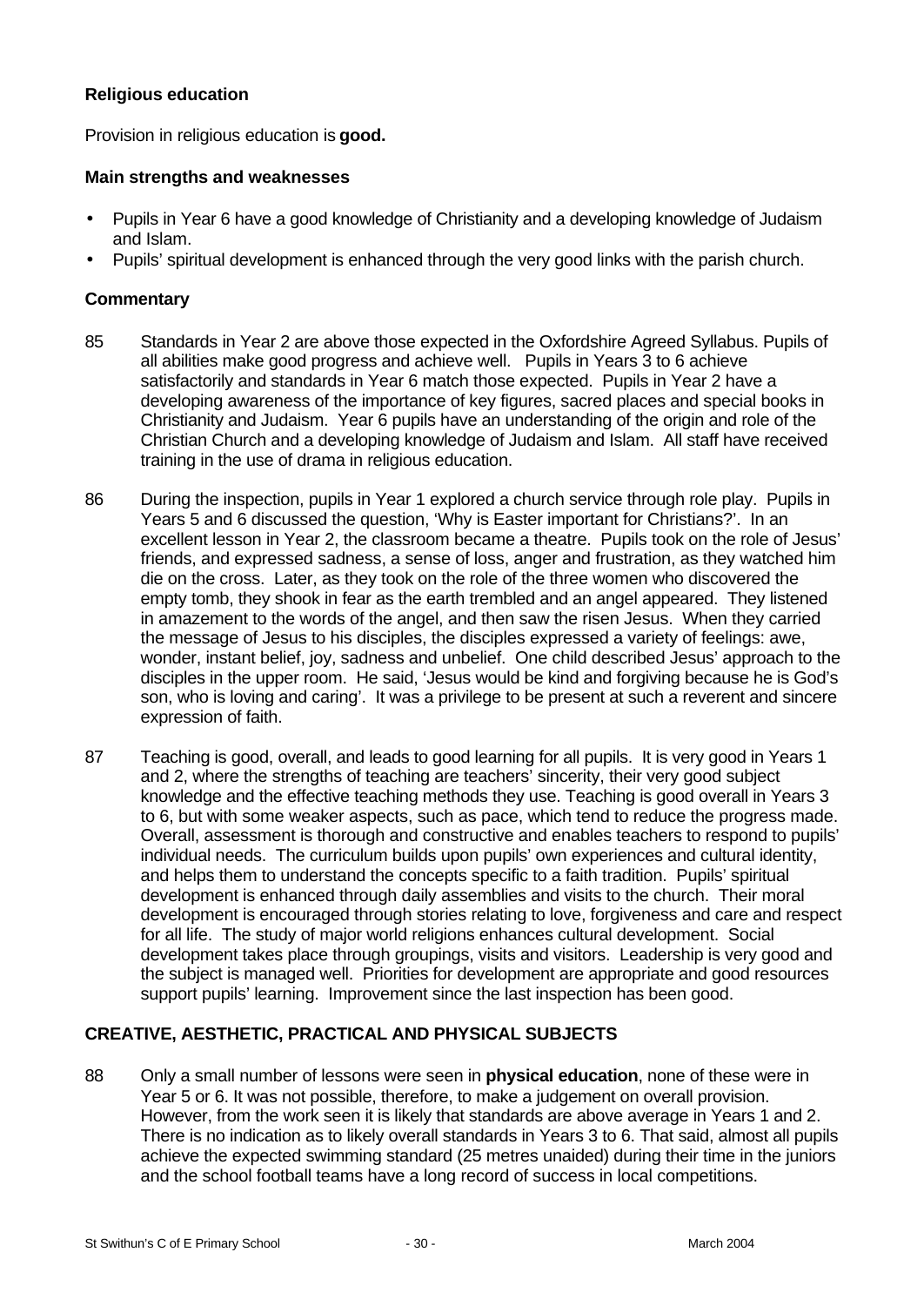### Religious education

Provision in religious education is **good.**

#### Main strengths and weaknesses

- Pupils in Year 6 have a good knowledge of Christianity and a developing knowledge of Judaism and Islam.
- Pupils' spiritual development is enhanced through the very good links with the parish church.

#### Commentary

85 Standards in Year 2 are above those expected in the Oxfordshire Agreed Syllabus. Pupils of all abilities make good progress and achieve well. Pupils in Years 3 to 6 achieve satisfactorily and standards in Year 6 match those expected. Pupils in Year 2 have a developing awareness of the importance of key figures, sacred places and special books in Christianity and Judaism. Year 6 pupils have an understanding of the origin and role of the Christian Church and a developing knowledge of Judaism and Islam. All staff have received training in the use of drama in religious education.

86 During the inspection, pupils in Year 1 explored a church service through role play. Pupils in Years 5 and 6 discussed the question, 'Why is Easter important for Christians?'. In an excellent lesson in Year 2, the classroom became a theatre. Pupils took on the role of Jesus' friends, and expressed sadness, a sense of loss, anger and frustration, as they watched him die on the cross. Later, as they took on the role of the three women who discovered the empty tomb, they shook in fear as the earth trembled and an angel appeared. They listened in amazement to the words of the angel, and then saw the risen Jesus. When they carried the message of Jesus to his disciples, the disciples expressed a variety of feelings: awe, wonder, instant belief, joy, sadness and unbelief. One child described Jesus' approach to the disciples in the upper room. He said, 'Jesus would be kind and forgiving because he is God's son, who is loving and caring'. It was a privilege to be present at such a reverent and sincere expression of faith.

87 Teaching is good, overall, and leads to good learning for all pupils. It is very good in Years 1 and 2, where the strengths of teaching are teachers' sincerity, their very good subject knowledge and the effective teaching methods they use. Teaching is good overall in Years 3 to 6, but with some weaker aspects, such as pace, which tend to reduce the progress made. Overall, assessment is thorough and constructive and enables teachers to respond to pupils' individual needs. The curriculum builds upon pupils' own experiences and cultural identity, and helps them to understand the concepts specific to a faith tradition. Pupils' spiritual development is enhanced through daily assemblies and visits to the church. Their moral development is encouraged through stories relating to love, forgiveness and care and respect for all life. The study of major world religions enhances cultural development. Social development takes place through groupings, visits and visitors. Leadership is very good and the subject is managed well. Priorities for development are appropriate and good resources support pupils' learning. Improvement since the last inspection has been good.

## CREATIVE, AESTHETIC, PRACTICAL AND PHYSICAL SUBJECTS

88 Only a small number of lessons were seen in **physical education**, none of these were in Year 5 or 6. It was not possible, therefore, to make a judgement on overall provision. However, from the work seen it is likely that standards are above average in Years 1 and 2. There is no indication as to likely overall standards in Years 3 to 6. That said, almost all pupils achieve the expected swimming standard (25 metres unaided) during their time in the juniors and the school football teams have a long record of success in local competitions.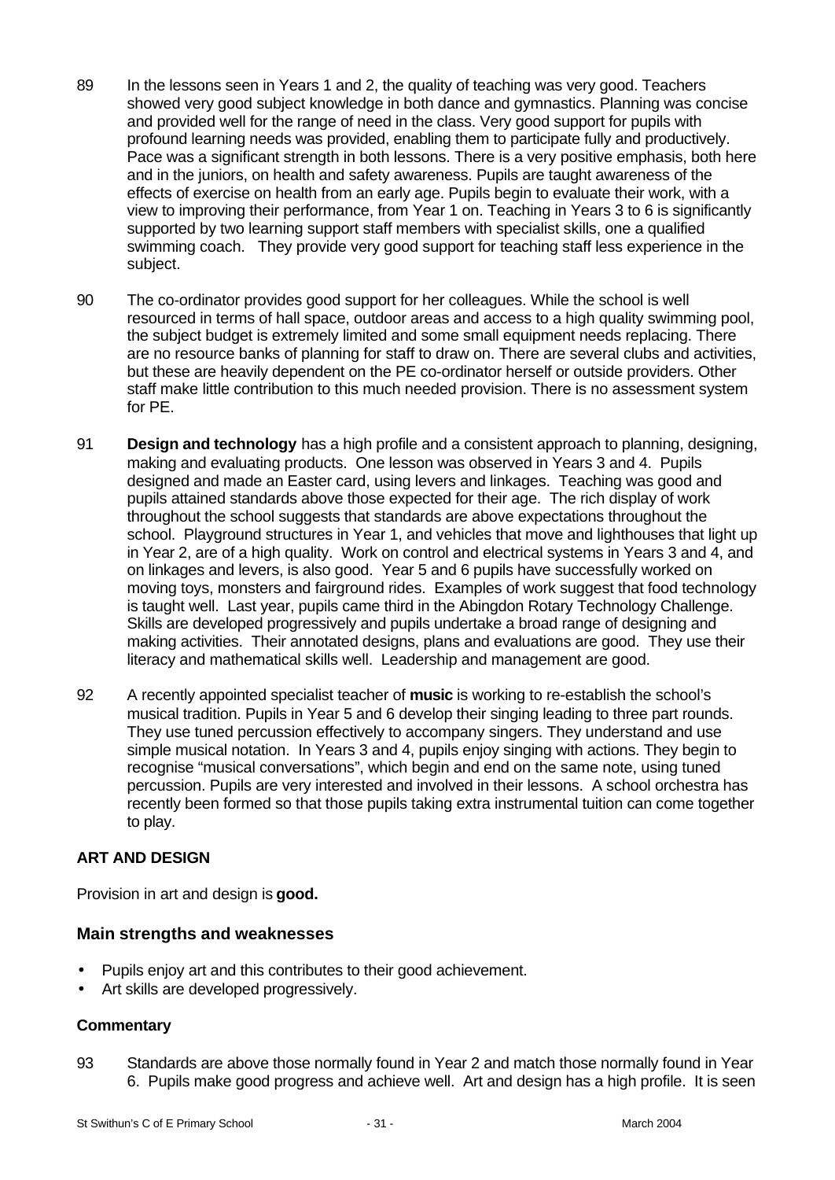89 In the lessons seen in Years 1 and 2, the quality of teaching was very good. Teachers showed very good subject knowledge in both dance and gymnastics. Planning was concise and provided well for the range of need in the class. Very good support for pupils with profound learning needs was provided, enabling them to participate fully and productively. Pace was a significant strength in both lessons. There is a very positive emphasis, both here and in the juniors, on health and safety awareness. Pupils are taught awareness of the effects of exercise on health from an early age. Pupils begin to evaluate their work, with a view to improving their performance, from Year 1 on. Teaching in Years 3 to 6 is significantly supported by two learning support staff members with specialist skills, one a qualified swimming coach. They provide very good support for teaching staff less experience in the subject.

90 The co-ordinator provides good support for her colleagues. While the school is well resourced in terms of hall space, outdoor areas and access to a high quality swimming pool, the subject budget is extremely limited and some small equipment needs replacing. There are no resource banks of planning for staff to draw on. There are several clubs and activities, but these are heavily dependent on the PE co-ordinator herself or outside providers. Other staff make little contribution to this much needed provision. There is no assessment system for PE.

91 **Design and technology** has a high profile and a consistent approach to planning, designing, making and evaluating products. One lesson was observed in Years 3 and 4. Pupils designed and made an Easter card, using levers and linkages. Teaching was good and pupils attained standards above those expected for their age. The rich display of work throughout the school suggests that standards are above expectations throughout the school. Playground structures in Year 1, and vehicles that move and lighthouses that light up in Year 2, are of a high quality. Work on control and electrical systems in Years 3 and 4, and on linkages and levers, is also good. Year 5 and 6 pupils have successfully worked on moving toys, monsters and fairground rides. Examples of work suggest that food technology is taught well. Last year, pupils came third in the Abingdon Rotary Technology Challenge. Skills are developed progressively and pupils undertake a broad range of designing and making activities. Their annotated designs, plans and evaluations are good. They use their literacy and mathematical skills well. Leadership and management are good.

92 A recently appointed specialist teacher of **music** is working to re-establish the school's musical tradition. Pupils in Year 5 and 6 develop their singing leading to three part rounds. They use tuned percussion effectively to accompany singers. They understand and use simple musical notation. In Years 3 and 4, pupils enjoy singing with actions. They begin to recognise "musical conversations", which begin and end on the same note, using tuned percussion. Pupils are very interested and involved in their lessons. A school orchestra has recently been formed so that those pupils taking extra instrumental tuition can come together to play.

## ART AND DESIGN

Provision in art and design is **good.**

### Main strengths and weaknesses

- Pupils enjoy art and this contributes to their good achievement.
- Art skills are developed progressively.

### Commentary

93 Standards are above those normally found in Year 2 and match those normally found in Year 6. Pupils make good progress and achieve well. Art and design has a high profile. It is seen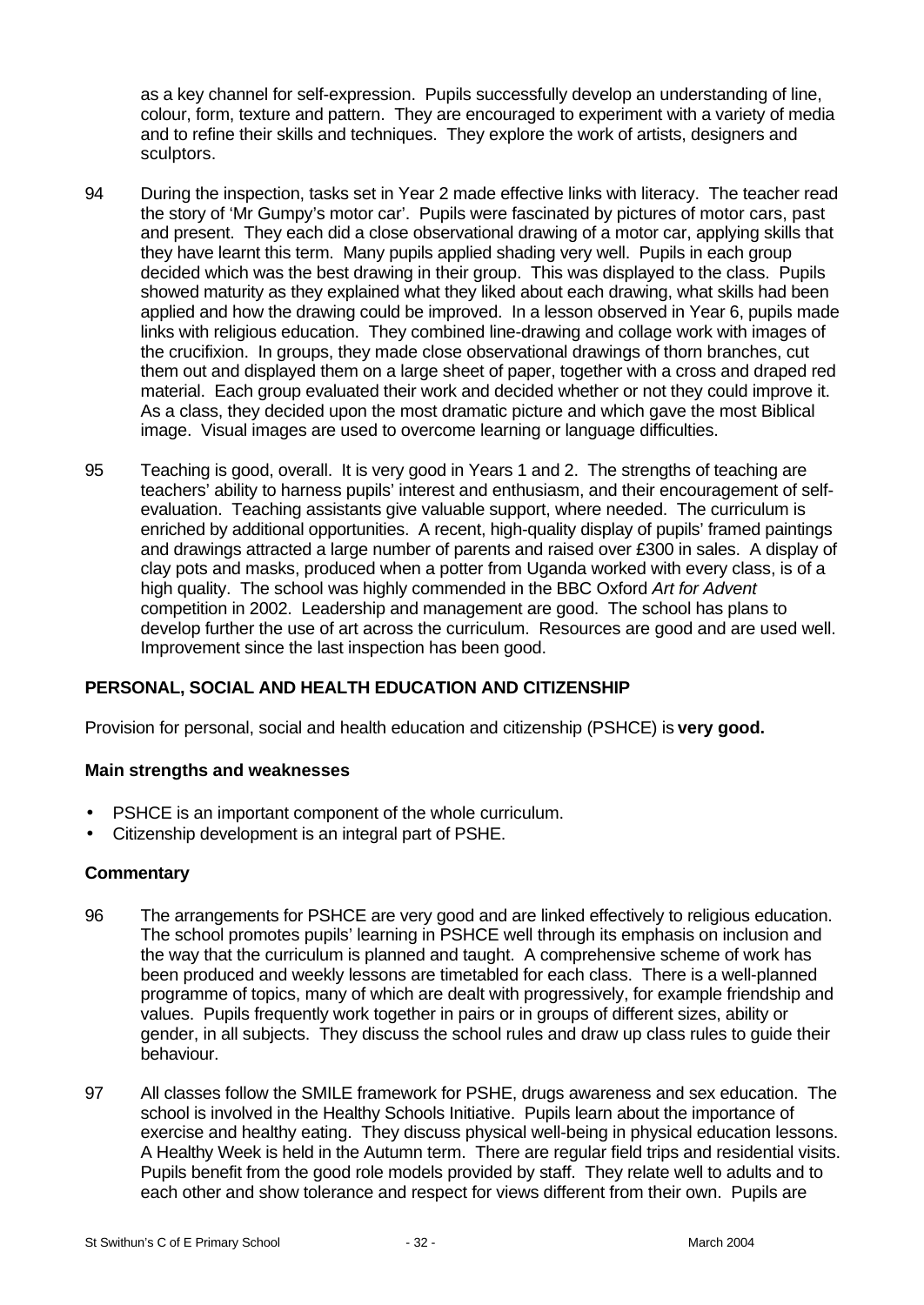as a key channel for self-expression. Pupils successfully develop an understanding of line, colour, form, texture and pattern. They are encouraged to experiment with a variety of media and to refine their skills and techniques. They explore the work of artists, designers and sculptors.

94 During the inspection, tasks set in Year 2 made effective links with literacy. The teacher read the story of 'Mr Gumpy's motor car'. Pupils were fascinated by pictures of motor cars, past and present. They each did a close observational drawing of a motor car, applying skills that they have learnt this term. Many pupils applied shading very well. Pupils in each group decided which was the best drawing in their group. This was displayed to the class. Pupils showed maturity as they explained what they liked about each drawing, what skills had been applied and how the drawing could be improved. In a lesson observed in Year 6, pupils made links with religious education. They combined line-drawing and collage work with images of the crucifixion. In groups, they made close observational drawings of thorn branches, cut them out and displayed them on a large sheet of paper, together with a cross and draped red material. Each group evaluated their work and decided whether or not they could improve it. As a class, they decided upon the most dramatic picture and which gave the most Biblical image. Visual images are used to overcome learning or language difficulties.

95 Teaching is good, overall. It is very good in Years 1 and 2. The strengths of teaching are teachers' ability to harness pupils' interest and enthusiasm, and their encouragement of self-evaluation. Teaching assistants give valuable support, where needed. The curriculum is enriched by additional opportunities. A recent, high-quality display of pupils' framed paintings and drawings attracted a large number of parents and raised over £300 in sales. A display of clay pots and masks, produced when a potter from Uganda worked with every class, is of a high quality. The school was highly commended in the BBC Oxford *Art for Advent* competition in 2002. Leadership and management are good. The school has plans to develop further the use of art across the curriculum. Resources are good and are used well. Improvement since the last inspection has been good.

## PERSONAL, SOCIAL AND HEALTH EDUCATION AND CITIZENSHIP

Provision for personal, social and health education and citizenship (PSHCE) is **very good.**

### Main strengths and weaknesses

- PSHCE is an important component of the whole curriculum.
- Citizenship development is an integral part of PSHE.

### Commentary

96 The arrangements for PSHCE are very good and are linked effectively to religious education. The school promotes pupils' learning in PSHCE well through its emphasis on inclusion and the way that the curriculum is planned and taught. A comprehensive scheme of work has been produced and weekly lessons are timetabled for each class. There is a well-planned programme of topics, many of which are dealt with progressively, for example friendship and values. Pupils frequently work together in pairs or in groups of different sizes, ability or gender, in all subjects. They discuss the school rules and draw up class rules to guide their behaviour.

97 All classes follow the SMILE framework for PSHE, drugs awareness and sex education. The school is involved in the Healthy Schools Initiative. Pupils learn about the importance of exercise and healthy eating. They discuss physical well-being in physical education lessons. A Healthy Week is held in the Autumn term. There are regular field trips and residential visits. Pupils benefit from the good role models provided by staff. They relate well to adults and to each other and show tolerance and respect for views different from their own. Pupils are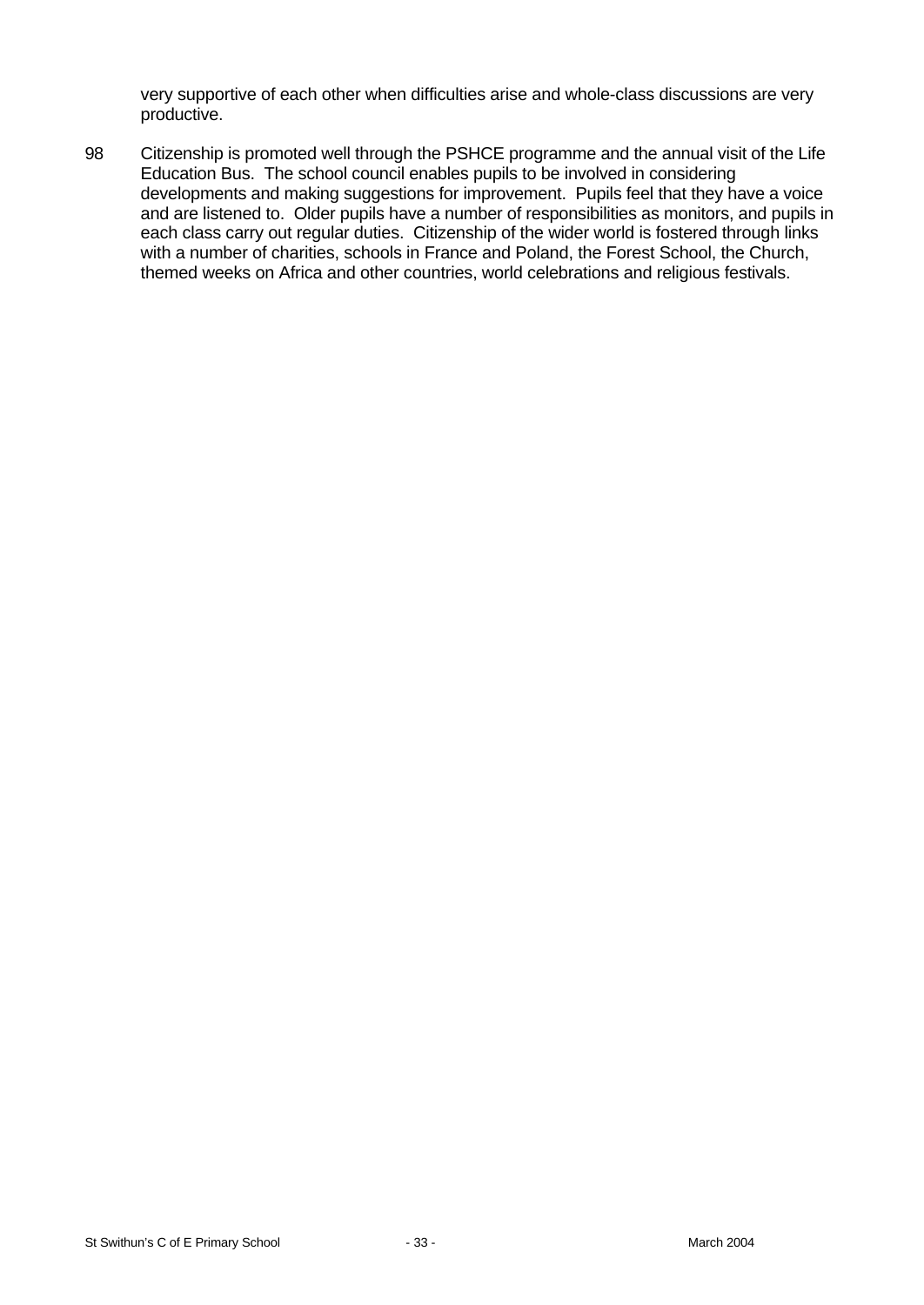very supportive of each other when difficulties arise and whole-class discussions are very productive.

98 Citizenship is promoted well through the PSHCE programme and the annual visit of the Life Education Bus. The school council enables pupils to be involved in considering developments and making suggestions for improvement. Pupils feel that they have a voice and are listened to. Older pupils have a number of responsibilities as monitors, and pupils in each class carry out regular duties. Citizenship of the wider world is fostered through links with a number of charities, schools in France and Poland, the Forest School, the Church, themed weeks on Africa and other countries, world celebrations and religious festivals.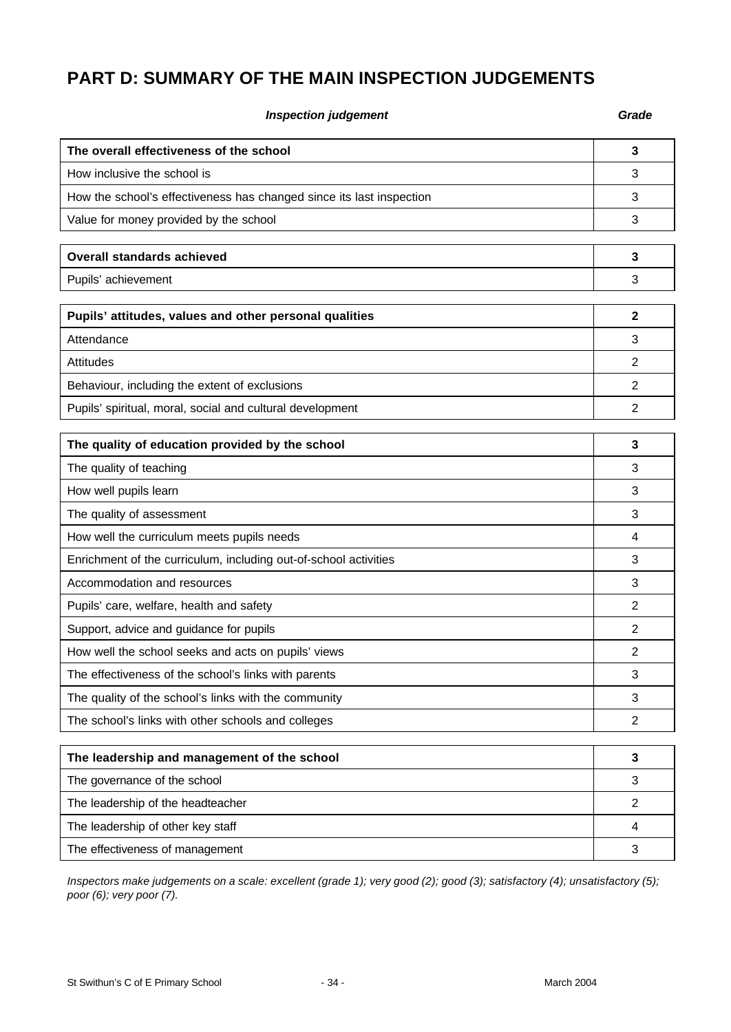# PART D: SUMMARY OF THE MAIN INSPECTION JUDGEMENTS

| ***Inspection judgement*** | ***Grade*** |
|---|---|
| **The overall effectiveness of the school** | **3** |
| How inclusive the school is | 3 |
| How the school's effectiveness has changed since its last inspection | 3 |
| Value for money provided by the school | 3 |
| **Overall standards achieved** | **3** |
| Pupils' achievement | 3 |
| **Pupils' attitudes, values and other personal qualities** | **2** |
| Attendance | 3 |
| Attitudes | 2 |
| Behaviour, including the extent of exclusions | 2 |
| Pupils' spiritual, moral, social and cultural development | 2 |
| **The quality of education provided by the school** | **3** |
| The quality of teaching | 3 |
| How well pupils learn | 3 |
| The quality of assessment | 3 |
| How well the curriculum meets pupils needs | 4 |
| Enrichment of the curriculum, including out-of-school activities | 3 |
| Accommodation and resources | 3 |
| Pupils' care, welfare, health and safety | 2 |
| Support, advice and guidance for pupils | 2 |
| How well the school seeks and acts on pupils' views | 2 |
| The effectiveness of the school's links with parents | 3 |
| The quality of the school's links with the community | 3 |
| The school's links with other schools and colleges | 2 |
| **The leadership and management of the school** | **3** |
| The governance of the school | 3 |
| The leadership of the headteacher | 2 |
| The leadership of other key staff | 4 |
| The effectiveness of management | 3 |

*Inspectors make judgements on a scale: excellent (grade 1); very good (2); good (3); satisfactory (4); unsatisfactory (5); poor (6); very poor (7).*